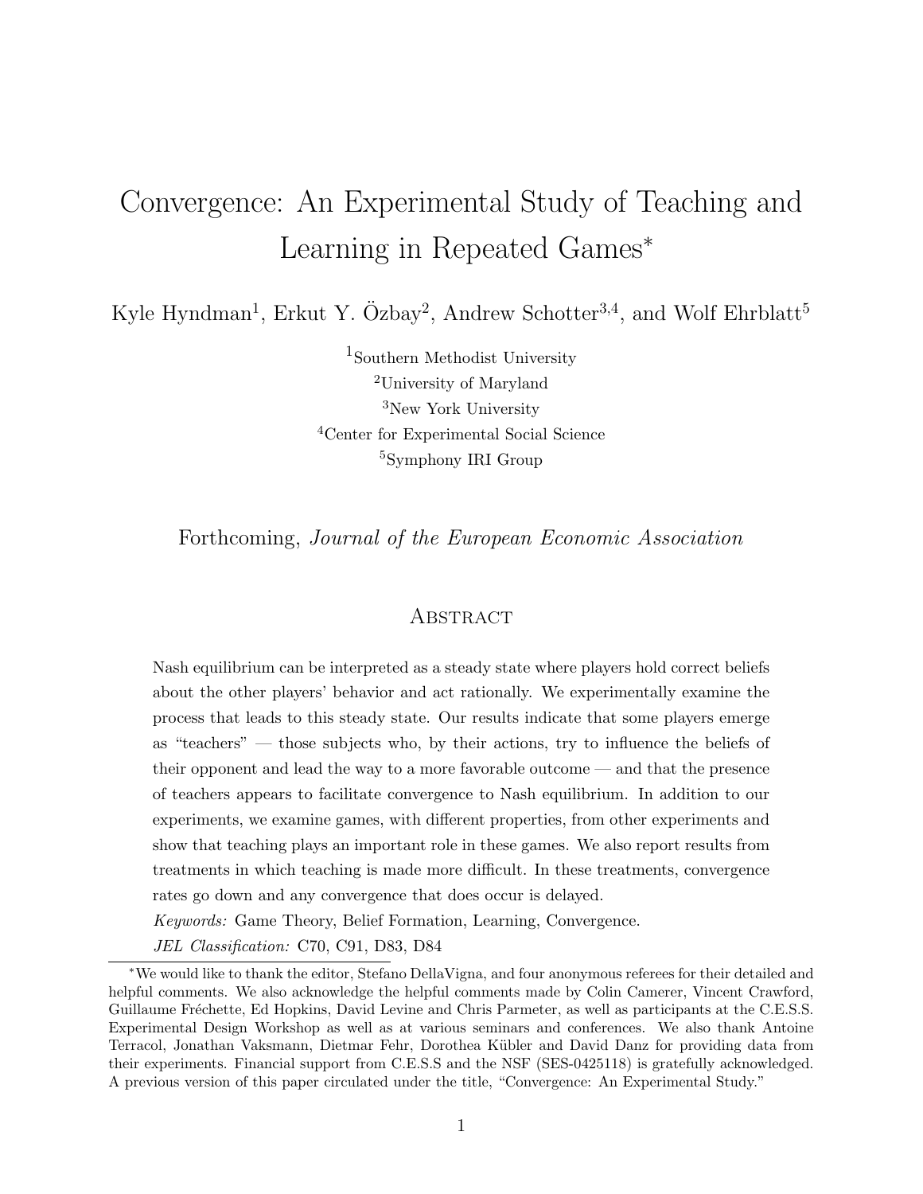# Convergence: An Experimental Study of Teaching and Learning in Repeated Games*

Kyle Hyndman[1], Erkut Y. Özbay[2], Andrew Schotter[3,4], and Wolf Ehrblatt[5]

[1]Southern Methodist University
[2]University of Maryland
[3]New York University
[4]Center for Experimental Social Science
[5]Symphony IRI Group

Forthcoming, *Journal of the European Economic Association*

## Abstract

Nash equilibrium can be interpreted as a steady state where players hold correct beliefs about the other players' behavior and act rationally. We experimentally examine the process that leads to this steady state. Our results indicate that some players emerge as "teachers" — those subjects who, by their actions, try to influence the beliefs of their opponent and lead the way to a more favorable outcome — and that the presence of teachers appears to facilitate convergence to Nash equilibrium. In addition to our experiments, we examine games, with different properties, from other experiments and show that teaching plays an important role in these games. We also report results from treatments in which teaching is made more difficult. In these treatments, convergence rates go down and any convergence that does occur is delayed.

*Keywords:* Game Theory, Belief Formation, Learning, Convergence.

*JEL Classification:* C70, C91, D83, D84

*We would like to thank the editor, Stefano DellaVigna, and four anonymous referees for their detailed and helpful comments. We also acknowledge the helpful comments made by Colin Camerer, Vincent Crawford, Guillaume Fréchette, Ed Hopkins, David Levine and Chris Parmeter, as well as participants at the C.E.S.S. Experimental Design Workshop as well as at various seminars and conferences. We also thank Antoine Terracol, Jonathan Vaksmann, Dietmar Fehr, Dorothea Kübler and David Danz for providing data from their experiments. Financial support from C.E.S.S and the NSF (SES-0425118) is gratefully acknowledged. A previous version of this paper circulated under the title, "Convergence: An Experimental Study."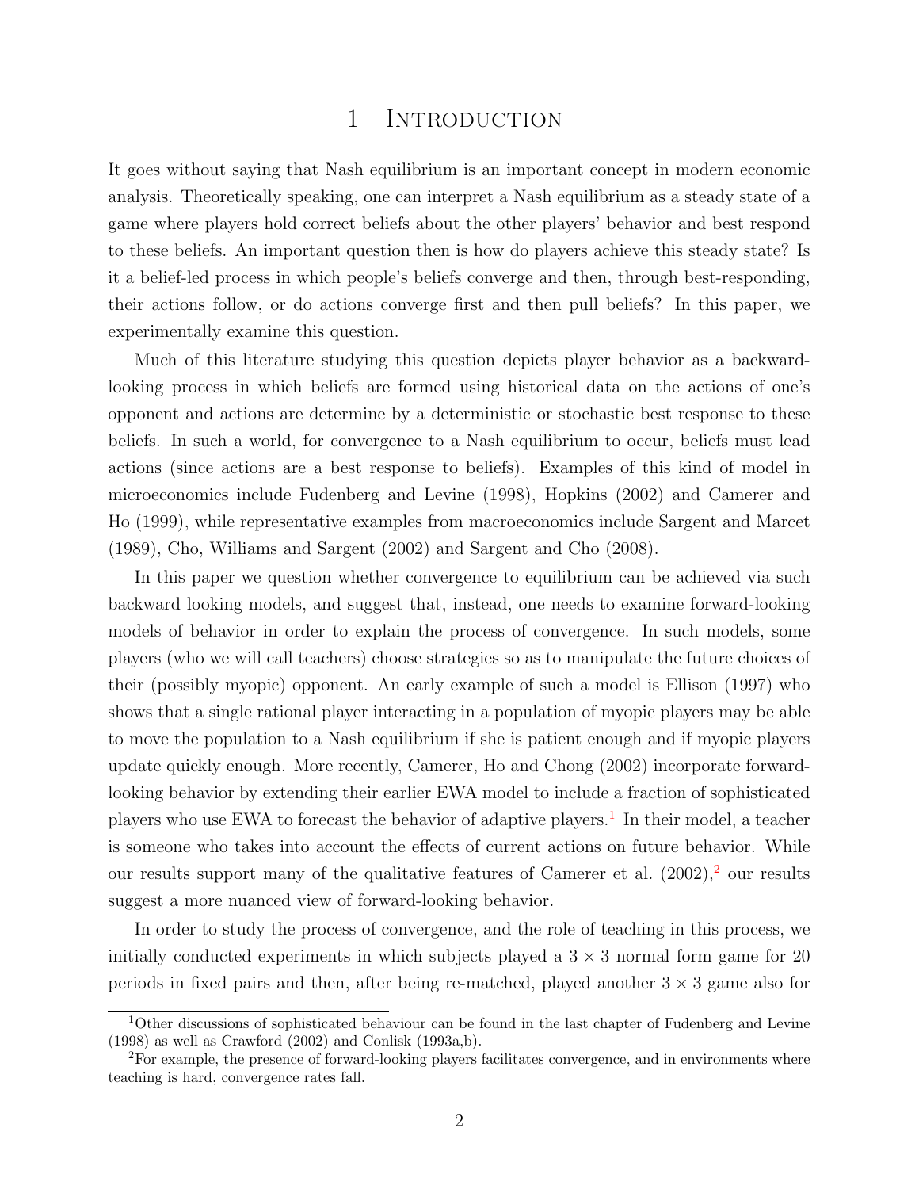# 1 Introduction

It goes without saying that Nash equilibrium is an important concept in modern economic analysis. Theoretically speaking, one can interpret a Nash equilibrium as a steady state of a game where players hold correct beliefs about the other players' behavior and best respond to these beliefs. An important question then is how do players achieve this steady state? Is it a belief-led process in which people's beliefs converge and then, through best-responding, their actions follow, or do actions converge first and then pull beliefs? In this paper, we experimentally examine this question.

Much of this literature studying this question depicts player behavior as a backward-looking process in which beliefs are formed using historical data on the actions of one's opponent and actions are determine by a deterministic or stochastic best response to these beliefs. In such a world, for convergence to a Nash equilibrium to occur, beliefs must lead actions (since actions are a best response to beliefs). Examples of this kind of model in microeconomics include Fudenberg and Levine (1998), Hopkins (2002) and Camerer and Ho (1999), while representative examples from macroeconomics include Sargent and Marcet (1989), Cho, Williams and Sargent (2002) and Sargent and Cho (2008).

In this paper we question whether convergence to equilibrium can be achieved via such backward looking models, and suggest that, instead, one needs to examine forward-looking models of behavior in order to explain the process of convergence. In such models, some players (who we will call teachers) choose strategies so as to manipulate the future choices of their (possibly myopic) opponent. An early example of such a model is Ellison (1997) who shows that a single rational player interacting in a population of myopic players may be able to move the population to a Nash equilibrium if she is patient enough and if myopic players update quickly enough. More recently, Camerer, Ho and Chong (2002) incorporate forward-looking behavior by extending their earlier EWA model to include a fraction of sophisticated players who use EWA to forecast the behavior of adaptive players.[1] In their model, a teacher is someone who takes into account the effects of current actions on future behavior. While our results support many of the qualitative features of Camerer et al. (2002),[2] our results suggest a more nuanced view of forward-looking behavior.

In order to study the process of convergence, and the role of teaching in this process, we initially conducted experiments in which subjects played a $3 \times 3$ normal form game for 20 periods in fixed pairs and then, after being re-matched, played another $3 \times 3$ game also for

[1] Other discussions of sophisticated behaviour can be found in the last chapter of Fudenberg and Levine (1998) as well as Crawford (2002) and Conlisk (1993a,b).

[2] For example, the presence of forward-looking players facilitates convergence, and in environments where teaching is hard, convergence rates fall.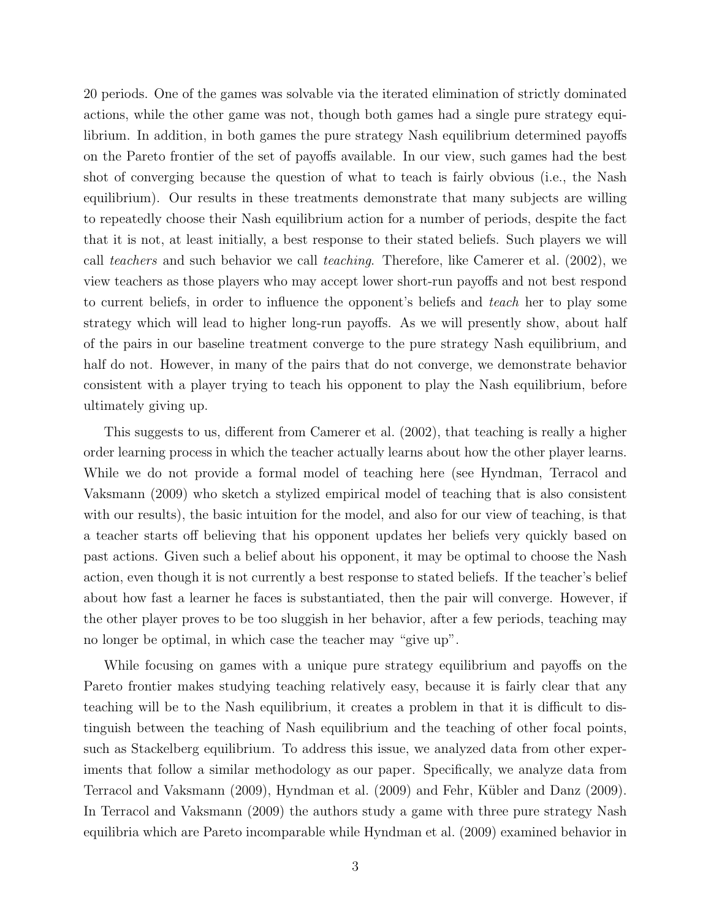20 periods. One of the games was solvable via the iterated elimination of strictly dominated actions, while the other game was not, though both games had a single pure strategy equilibrium. In addition, in both games the pure strategy Nash equilibrium determined payoffs on the Pareto frontier of the set of payoffs available. In our view, such games had the best shot of converging because the question of what to teach is fairly obvious (i.e., the Nash equilibrium). Our results in these treatments demonstrate that many subjects are willing to repeatedly choose their Nash equilibrium action for a number of periods, despite the fact that it is not, at least initially, a best response to their stated beliefs. Such players we will call *teachers* and such behavior we call *teaching*. Therefore, like Camerer et al. (2002), we view teachers as those players who may accept lower short-run payoffs and not best respond to current beliefs, in order to influence the opponent's beliefs and *teach* her to play some strategy which will lead to higher long-run payoffs. As we will presently show, about half of the pairs in our baseline treatment converge to the pure strategy Nash equilibrium, and half do not. However, in many of the pairs that do not converge, we demonstrate behavior consistent with a player trying to teach his opponent to play the Nash equilibrium, before ultimately giving up.

This suggests to us, different from Camerer et al. (2002), that teaching is really a higher order learning process in which the teacher actually learns about how the other player learns. While we do not provide a formal model of teaching here (see Hyndman, Terracol and Vaksmann (2009) who sketch a stylized empirical model of teaching that is also consistent with our results), the basic intuition for the model, and also for our view of teaching, is that a teacher starts off believing that his opponent updates her beliefs very quickly based on past actions. Given such a belief about his opponent, it may be optimal to choose the Nash action, even though it is not currently a best response to stated beliefs. If the teacher's belief about how fast a learner he faces is substantiated, then the pair will converge. However, if the other player proves to be too sluggish in her behavior, after a few periods, teaching may no longer be optimal, in which case the teacher may "give up".

While focusing on games with a unique pure strategy equilibrium and payoffs on the Pareto frontier makes studying teaching relatively easy, because it is fairly clear that any teaching will be to the Nash equilibrium, it creates a problem in that it is difficult to distinguish between the teaching of Nash equilibrium and the teaching of other focal points, such as Stackelberg equilibrium. To address this issue, we analyzed data from other experiments that follow a similar methodology as our paper. Specifically, we analyze data from Terracol and Vaksmann (2009), Hyndman et al. (2009) and Fehr, Kübler and Danz (2009). In Terracol and Vaksmann (2009) the authors study a game with three pure strategy Nash equilibria which are Pareto incomparable while Hyndman et al. (2009) examined behavior in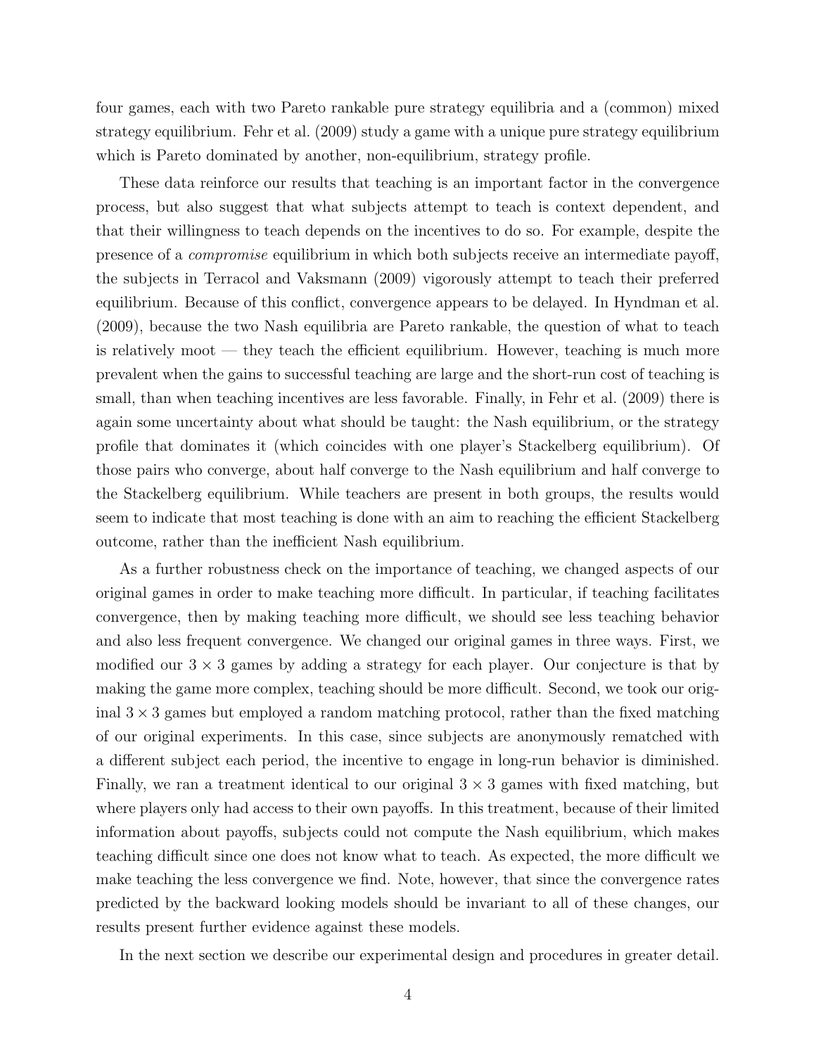four games, each with two Pareto rankable pure strategy equilibria and a (common) mixed strategy equilibrium. Fehr et al. (2009) study a game with a unique pure strategy equilibrium which is Pareto dominated by another, non-equilibrium, strategy profile.

These data reinforce our results that teaching is an important factor in the convergence process, but also suggest that what subjects attempt to teach is context dependent, and that their willingness to teach depends on the incentives to do so. For example, despite the presence of a *compromise* equilibrium in which both subjects receive an intermediate payoff, the subjects in Terracol and Vaksmann (2009) vigorously attempt to teach their preferred equilibrium. Because of this conflict, convergence appears to be delayed. In Hyndman et al. (2009), because the two Nash equilibria are Pareto rankable, the question of what to teach is relatively moot — they teach the efficient equilibrium. However, teaching is much more prevalent when the gains to successful teaching are large and the short-run cost of teaching is small, than when teaching incentives are less favorable. Finally, in Fehr et al. (2009) there is again some uncertainty about what should be taught: the Nash equilibrium, or the strategy profile that dominates it (which coincides with one player's Stackelberg equilibrium). Of those pairs who converge, about half converge to the Nash equilibrium and half converge to the Stackelberg equilibrium. While teachers are present in both groups, the results would seem to indicate that most teaching is done with an aim to reaching the efficient Stackelberg outcome, rather than the inefficient Nash equilibrium.

As a further robustness check on the importance of teaching, we changed aspects of our original games in order to make teaching more difficult. In particular, if teaching facilitates convergence, then by making teaching more difficult, we should see less teaching behavior and also less frequent convergence. We changed our original games in three ways. First, we modified our $3 \times 3$ games by adding a strategy for each player. Our conjecture is that by making the game more complex, teaching should be more difficult. Second, we took our original $3 \times 3$ games but employed a random matching protocol, rather than the fixed matching of our original experiments. In this case, since subjects are anonymously rematched with a different subject each period, the incentive to engage in long-run behavior is diminished. Finally, we ran a treatment identical to our original $3 \times 3$ games with fixed matching, but where players only had access to their own payoffs. In this treatment, because of their limited information about payoffs, subjects could not compute the Nash equilibrium, which makes teaching difficult since one does not know what to teach. As expected, the more difficult we make teaching the less convergence we find. Note, however, that since the convergence rates predicted by the backward looking models should be invariant to all of these changes, our results present further evidence against these models.

In the next section we describe our experimental design and procedures in greater detail.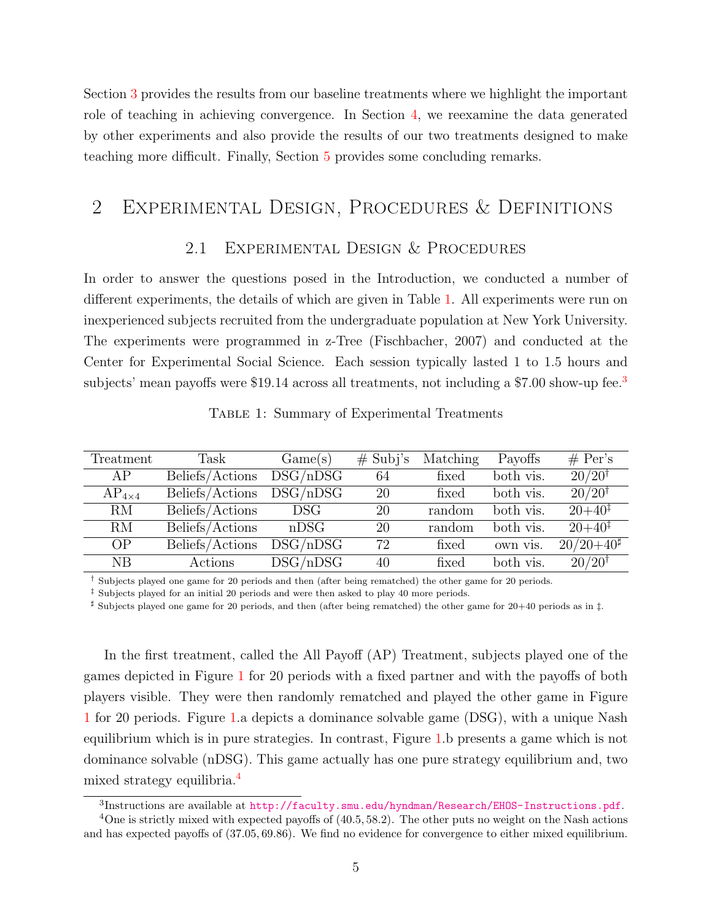Section 3 provides the results from our baseline treatments where we highlight the important role of teaching in achieving convergence. In Section 4, we reexamine the data generated by other experiments and also provide the results of our two treatments designed to make teaching more difficult. Finally, Section 5 provides some concluding remarks.

# 2 Experimental Design, Procedures & Definitions

## 2.1 Experimental Design & Procedures

In order to answer the questions posed in the Introduction, we conducted a number of different experiments, the details of which are given in Table 1. All experiments were run on inexperienced subjects recruited from the undergraduate population at New York University. The experiments were programmed in z-Tree (Fischbacher, 2007) and conducted at the Center for Experimental Social Science. Each session typically lasted 1 to 1.5 hours and subjects' mean payoffs were \$19.14 across all treatments, not including a \$7.00 show-up fee.[3]

Table 1: Summary of Experimental Treatments

| Treatment | Task | Game(s) | # Subj's | Matching | Payoffs | # Per's |
|---|---|---|---|---|---|---|
| AP | Beliefs/Actions | DSG/nDSG | 64 | fixed | both vis. | 20/20[†] |
| $AP_{4\times4}$ | Beliefs/Actions | DSG/nDSG | 20 | fixed | both vis. | 20/20[†] |
| RM | Beliefs/Actions | DSG | 20 | random | both vis. | 20+40[‡] |
| RM | Beliefs/Actions | nDSG | 20 | random | both vis. | 20+40[‡] |
| OP | Beliefs/Actions | DSG/nDSG | 72 | fixed | own vis. | 20/20+40[♯] |
| NB | Actions | DSG/nDSG | 40 | fixed | both vis. | 20/20[†] |

[†] Subjects played one game for 20 periods and then (after being rematched) the other game for 20 periods.
[‡] Subjects played for an initial 20 periods and were then asked to play 40 more periods.
[♯] Subjects played one game for 20 periods, and then (after being rematched) the other game for 20+40 periods as in ‡.

In the first treatment, called the All Payoff (AP) Treatment, subjects played one of the games depicted in Figure 1 for 20 periods with a fixed partner and with the payoffs of both players visible. They were then randomly rematched and played the other game in Figure 1 for 20 periods. Figure 1.a depicts a dominance solvable game (DSG), with a unique Nash equilibrium which is in pure strategies. In contrast, Figure 1.b presents a game which is not dominance solvable (nDSG). This game actually has one pure strategy equilibrium and, two mixed strategy equilibria.[4]

[3] Instructions are available at http://faculty.smu.edu/hyndman/Research/EHOS-Instructions.pdf.

[4] One is strictly mixed with expected payoffs of $(40.5, 58.2)$. The other puts no weight on the Nash actions and has expected payoffs of $(37.05, 69.86)$. We find no evidence for convergence to either mixed equilibrium.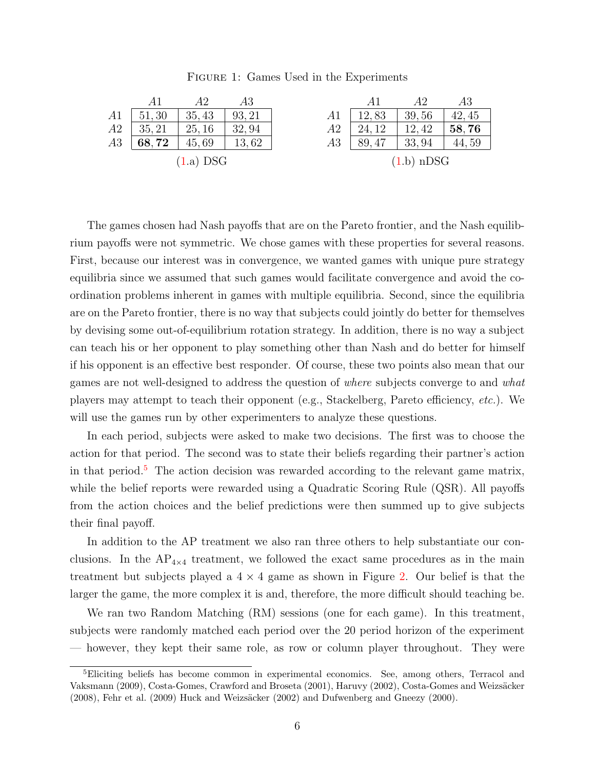Figure 1: Games Used in the Experiments

| | A1 | A2 | A3 |
|---|---|---|---|
| A1 | 51, 30 | 35, 43 | 93, 21 |
| A2 | 35, 21 | 25, 16 | 32, 94 |
| A3 | **68, 72** | 45, 69 | 13, 62 |

(1.a) DSG

| | A1 | A2 | A3 |
|---|---|---|---|
| A1 | 12, 83 | 39, 56 | 42, 45 |
| A2 | 24, 12 | 12, 42 | **58, 76** |
| A3 | 89, 47 | 33, 94 | 44, 59 |

(1.b) nDSG

The games chosen had Nash payoffs that are on the Pareto frontier, and the Nash equilibrium payoffs were not symmetric. We chose games with these properties for several reasons. First, because our interest was in convergence, we wanted games with unique pure strategy equilibria since we assumed that such games would facilitate convergence and avoid the coordination problems inherent in games with multiple equilibria. Second, since the equilibria are on the Pareto frontier, there is no way that subjects could jointly do better for themselves by devising some out-of-equilibrium rotation strategy. In addition, there is no way a subject can teach his or her opponent to play something other than Nash and do better for himself if his opponent is an effective best responder. Of course, these two points also mean that our games are not well-designed to address the question of *where* subjects converge to and *what* players may attempt to teach their opponent (e.g., Stackelberg, Pareto efficiency, *etc.*). We will use the games run by other experimenters to analyze these questions.

In each period, subjects were asked to make two decisions. The first was to choose the action for that period. The second was to state their beliefs regarding their partner's action in that period.[5] The action decision was rewarded according to the relevant game matrix, while the belief reports were rewarded using a Quadratic Scoring Rule (QSR). All payoffs from the action choices and the belief predictions were then summed up to give subjects their final payoff.

In addition to the AP treatment we also ran three others to help substantiate our conclusions. In the $AP_{4\times4}$ treatment, we followed the exact same procedures as in the main treatment but subjects played a $4 \times 4$ game as shown in Figure 2. Our belief is that the larger the game, the more complex it is and, therefore, the more difficult should teaching be.

We ran two Random Matching (RM) sessions (one for each game). In this treatment, subjects were randomly matched each period over the 20 period horizon of the experiment — however, they kept their same role, as row or column player throughout. They were

[5] Eliciting beliefs has become common in experimental economics. See, among others, Terracol and Vaksmann (2009), Costa-Gomes, Crawford and Broseta (2001), Haruvy (2002), Costa-Gomes and Weizsäcker (2008), Fehr et al. (2009) Huck and Weizsäcker (2002) and Dufwenberg and Gneezy (2000).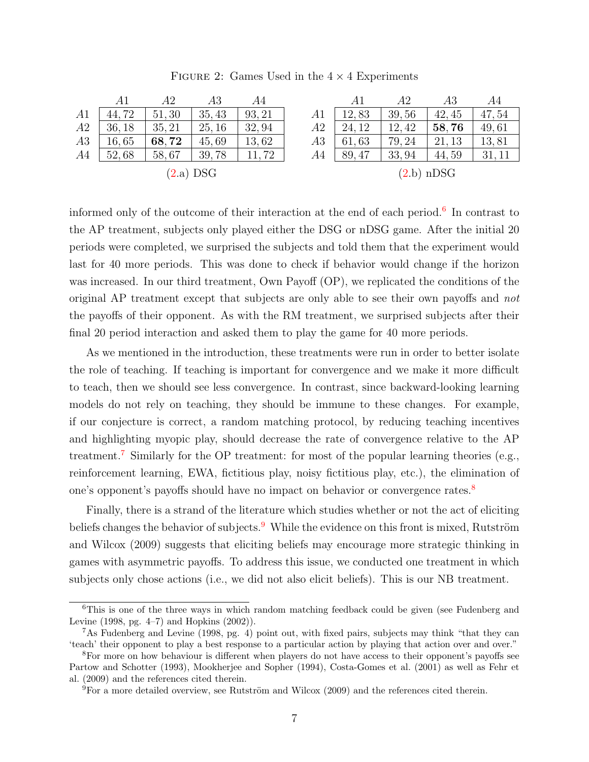Figure 2: Games Used in the $4 \times 4$ Experiments

| | $A1$ | $A2$ | $A3$ | $A4$ |
|---|---|---|---|---|
| $A1$ | 44, 72 | 51, 30 | 35, 43 | 93, 21 |
| $A2$ | 36, 18 | 35, 21 | 25, 16 | 32, 94 |
| $A3$ | 16, 65 | **68, 72** | 45, 69 | 13, 62 |
| $A4$ | 52, 68 | 58, 67 | 39, 78 | 11, 72 |

(2.a) DSG

| | $A1$ | $A2$ | $A3$ | $A4$ |
|---|---|---|---|---|
| $A1$ | 12, 83 | 39, 56 | 42, 45 | 47, 54 |
| $A2$ | 24, 12 | 12, 42 | **58, 76** | 49, 61 |
| $A3$ | 61, 63 | 79, 24 | 21, 13 | 13, 81 |
| $A4$ | 89, 47 | 33, 94 | 44, 59 | 31, 11 |

(2.b) nDSG

informed only of the outcome of their interaction at the end of each period.[6] In contrast to the AP treatment, subjects only played either the DSG or nDSG game. After the initial 20 periods were completed, we surprised the subjects and told them that the experiment would last for 40 more periods. This was done to check if behavior would change if the horizon was increased. In our third treatment, Own Payoff (OP), we replicated the conditions of the original AP treatment except that subjects are only able to see their own payoffs and *not* the payoffs of their opponent. As with the RM treatment, we surprised subjects after their final 20 period interaction and asked them to play the game for 40 more periods.

As we mentioned in the introduction, these treatments were run in order to better isolate the role of teaching. If teaching is important for convergence and we make it more difficult to teach, then we should see less convergence. In contrast, since backward-looking learning models do not rely on teaching, they should be immune to these changes. For example, if our conjecture is correct, a random matching protocol, by reducing teaching incentives and highlighting myopic play, should decrease the rate of convergence relative to the AP treatment.[7] Similarly for the OP treatment: for most of the popular learning theories (e.g., reinforcement learning, EWA, fictitious play, noisy fictitious play, etc.), the elimination of one's opponent's payoffs should have no impact on behavior or convergence rates.[8]

Finally, there is a strand of the literature which studies whether or not the act of eliciting beliefs changes the behavior of subjects.[9] While the evidence on this front is mixed, Rutström and Wilcox (2009) suggests that eliciting beliefs may encourage more strategic thinking in games with asymmetric payoffs. To address this issue, we conducted one treatment in which subjects only chose actions (i.e., we did not also elicit beliefs). This is our NB treatment.

[6] This is one of the three ways in which random matching feedback could be given (see Fudenberg and Levine (1998, pg. 4–7) and Hopkins (2002)).

[7] As Fudenberg and Levine (1998, pg. 4) point out, with fixed pairs, subjects may think "that they can 'teach' their opponent to play a best response to a particular action by playing that action over and over."

[8] For more on how behaviour is different when players do not have access to their opponent's payoffs see Partow and Schotter (1993), Mookherjee and Sopher (1994), Costa-Gomes et al. (2001) as well as Fehr et al. (2009) and the references cited therein.

[9] For a more detailed overview, see Rutström and Wilcox (2009) and the references cited therein.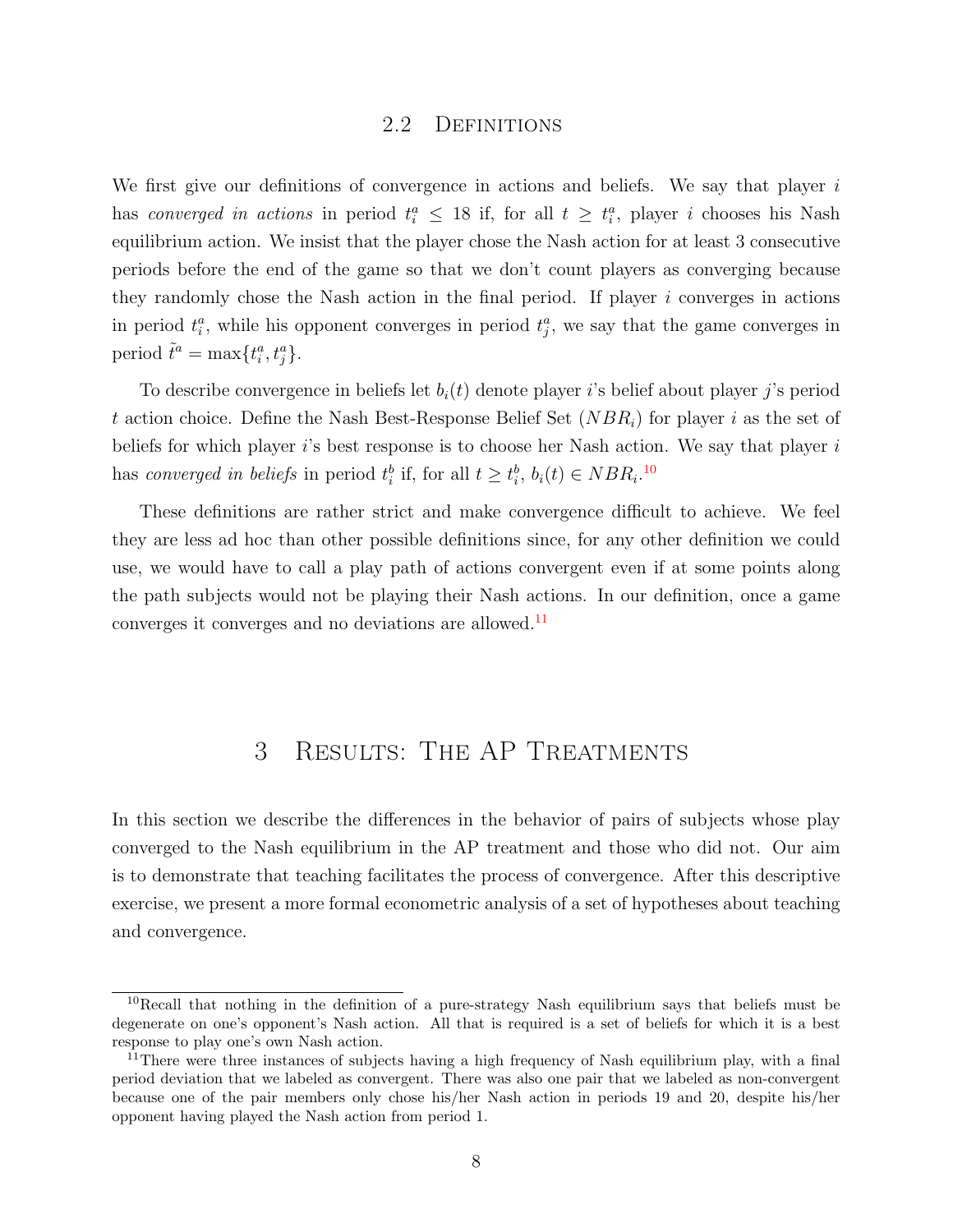## 2.2 Definitions

We first give our definitions of convergence in actions and beliefs. We say that player $i$ has *converged in actions* in period $t_i^a \leq 18$ if, for all $t \geq t_i^a$, player $i$ chooses his Nash equilibrium action. We insist that the player chose the Nash action for at least 3 consecutive periods before the end of the game so that we don't count players as converging because they randomly chose the Nash action in the final period. If player $i$ converges in actions in period $t_i^a$, while his opponent converges in period $t_j^a$, we say that the game converges in period $\tilde{t}^a = \max\{t_i^a, t_j^a\}$.

To describe convergence in beliefs let $b_i(t)$ denote player $i$'s belief about player $j$'s period $t$ action choice. Define the Nash Best-Response Belief Set ($NBR_i$) for player $i$ as the set of beliefs for which player $i$'s best response is to choose her Nash action. We say that player $i$ has *converged in beliefs* in period $t_i^b$ if, for all $t \geq t_i^b$, $b_i(t) \in NBR_i$.[10]

These definitions are rather strict and make convergence difficult to achieve. We feel they are less ad hoc than other possible definitions since, for any other definition we could use, we would have to call a play path of actions convergent even if at some points along the path subjects would not be playing their Nash actions. In our definition, once a game converges it converges and no deviations are allowed.[11]

# 3 Results: The AP Treatments

In this section we describe the differences in the behavior of pairs of subjects whose play converged to the Nash equilibrium in the AP treatment and those who did not. Our aim is to demonstrate that teaching facilitates the process of convergence. After this descriptive exercise, we present a more formal econometric analysis of a set of hypotheses about teaching and convergence.

---

[10] Recall that nothing in the definition of a pure-strategy Nash equilibrium says that beliefs must be degenerate on one's opponent's Nash action. All that is required is a set of beliefs for which it is a best response to play one's own Nash action.

[11] There were three instances of subjects having a high frequency of Nash equilibrium play, with a final period deviation that we labeled as convergent. There was also one pair that we labeled as non-convergent because one of the pair members only chose his/her Nash action in periods 19 and 20, despite his/her opponent having played the Nash action from period 1.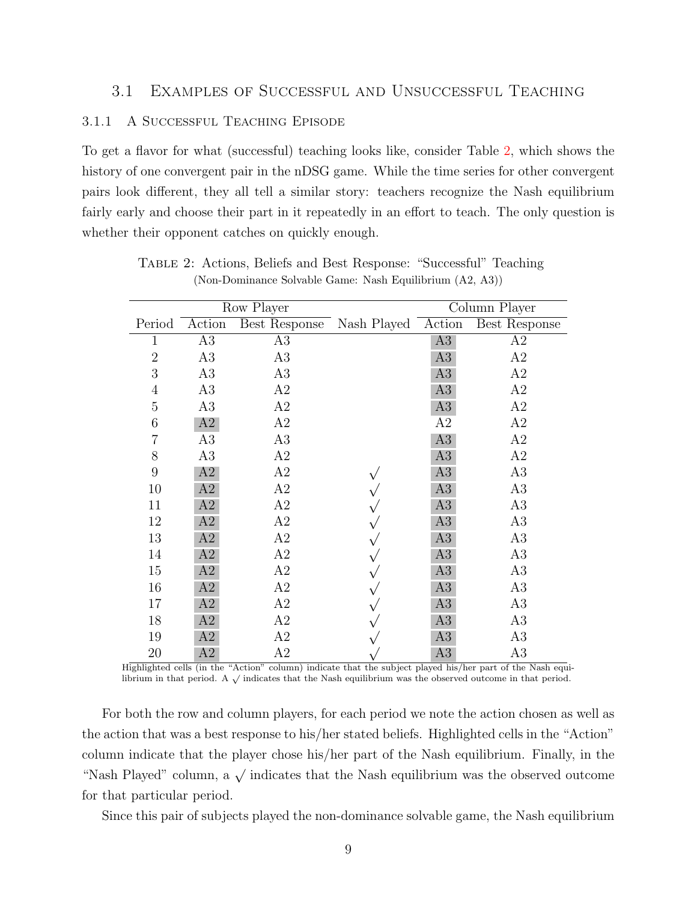## 3.1 Examples of Successful and Unsuccessful Teaching

### 3.1.1 A Successful Teaching Episode

To get a flavor for what (successful) teaching looks like, consider Table 2, which shows the history of one convergent pair in the nDSG game. While the time series for other convergent pairs look different, they all tell a similar story: teachers recognize the Nash equilibrium fairly early and choose their part in it repeatedly in an effort to teach. The only question is whether their opponent catches on quickly enough.

Table 2: Actions, Beliefs and Best Response: "Successful" Teaching
(Non-Dominance Solvable Game: Nash Equilibrium (A2, A3))

| | Row Player | | | Column Player | |
|---|---|---|---|---|---|
| Period | Action | Best Response | Nash Played | Action | Best Response |
| 1 | A3 | A3 | | **A3** | A2 |
| 2 | A3 | A3 | | **A3** | A2 |
| 3 | A3 | A3 | | **A3** | A2 |
| 4 | A3 | A2 | | **A3** | A2 |
| 5 | A3 | A2 | | **A3** | A2 |
| 6 | **A2** | A2 | | A2 | A2 |
| 7 | A3 | A3 | | **A3** | A2 |
| 8 | A3 | A2 | | **A3** | A2 |
| 9 | **A2** | A2 | √ | **A3** | A3 |
| 10 | **A2** | A2 | √ | **A3** | A3 |
| 11 | **A2** | A2 | √ | **A3** | A3 |
| 12 | **A2** | A2 | √ | **A3** | A3 |
| 13 | **A2** | A2 | √ | **A3** | A3 |
| 14 | **A2** | A2 | √ | **A3** | A3 |
| 15 | **A2** | A2 | √ | **A3** | A3 |
| 16 | **A2** | A2 | √ | **A3** | A3 |
| 17 | **A2** | A2 | √ | **A3** | A3 |
| 18 | **A2** | A2 | √ | **A3** | A3 |
| 19 | **A2** | A2 | √ | **A3** | A3 |
| 20 | **A2** | A2 | √ | **A3** | A3 |

Highlighted cells (in the "Action" column) indicate that the subject played his/her part of the Nash equilibrium in that period. A √ indicates that the Nash equilibrium was the observed outcome in that period.

For both the row and column players, for each period we note the action chosen as well as the action that was a best response to his/her stated beliefs. Highlighted cells in the "Action" column indicate that the player chose his/her part of the Nash equilibrium. Finally, in the "Nash Played" column, a √ indicates that the Nash equilibrium was the observed outcome for that particular period.

Since this pair of subjects played the non-dominance solvable game, the Nash equilibrium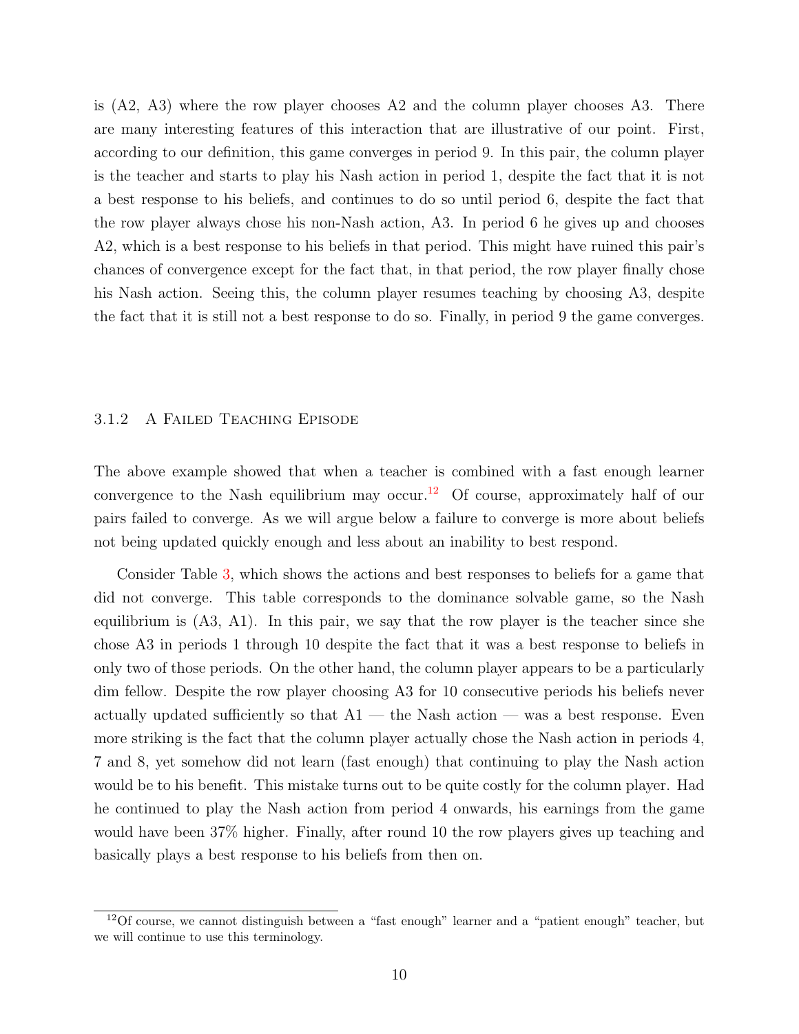is (A2, A3) where the row player chooses A2 and the column player chooses A3. There are many interesting features of this interaction that are illustrative of our point. First, according to our definition, this game converges in period 9. In this pair, the column player is the teacher and starts to play his Nash action in period 1, despite the fact that it is not a best response to his beliefs, and continues to do so until period 6, despite the fact that the row player always chose his non-Nash action, A3. In period 6 he gives up and chooses A2, which is a best response to his beliefs in that period. This might have ruined this pair's chances of convergence except for the fact that, in that period, the row player finally chose his Nash action. Seeing this, the column player resumes teaching by choosing A3, despite the fact that it is still not a best response to do so. Finally, in period 9 the game converges.

### 3.1.2 A Failed Teaching Episode

The above example showed that when a teacher is combined with a fast enough learner convergence to the Nash equilibrium may occur.[12] Of course, approximately half of our pairs failed to converge. As we will argue below a failure to converge is more about beliefs not being updated quickly enough and less about an inability to best respond.

Consider Table 3, which shows the actions and best responses to beliefs for a game that did not converge. This table corresponds to the dominance solvable game, so the Nash equilibrium is (A3, A1). In this pair, we say that the row player is the teacher since she chose A3 in periods 1 through 10 despite the fact that it was a best response to beliefs in only two of those periods. On the other hand, the column player appears to be a particularly dim fellow. Despite the row player choosing A3 for 10 consecutive periods his beliefs never actually updated sufficiently so that A1 — the Nash action — was a best response. Even more striking is the fact that the column player actually chose the Nash action in periods 4, 7 and 8, yet somehow did not learn (fast enough) that continuing to play the Nash action would be to his benefit. This mistake turns out to be quite costly for the column player. Had he continued to play the Nash action from period 4 onwards, his earnings from the game would have been 37% higher. Finally, after round 10 the row players gives up teaching and basically plays a best response to his beliefs from then on.

[12] Of course, we cannot distinguish between a "fast enough" learner and a "patient enough" teacher, but we will continue to use this terminology.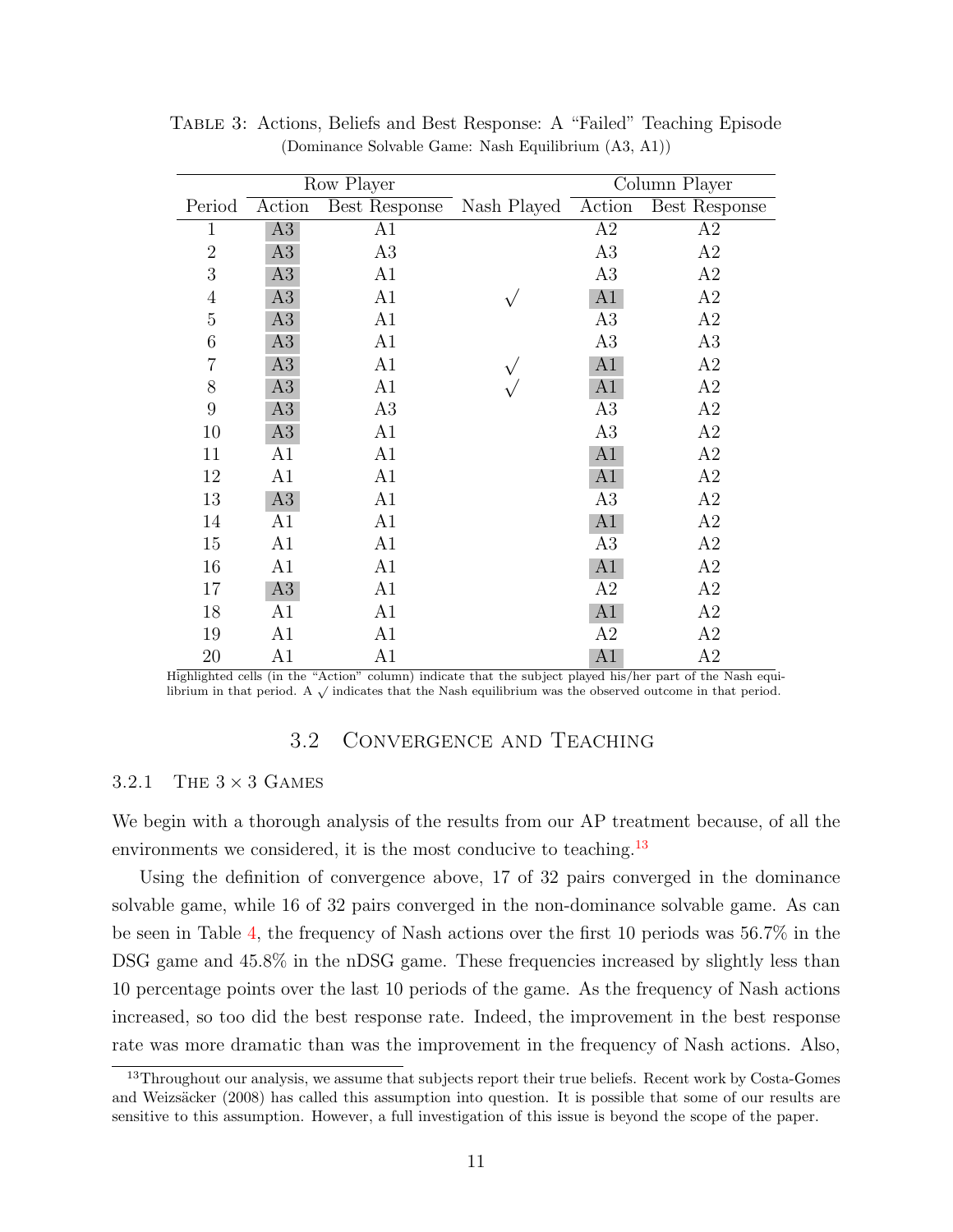Table 3: Actions, Beliefs and Best Response: A “Failed” Teaching Episode
(Dominance Solvable Game: Nash Equilibrium (A3, A1))

| | Row Player | | | Column Player | |
|---|---|---|---|---|---|
| Period | Action | Best Response | Nash Played | Action | Best Response |
| 1 | A3 | A1 | | A2 | A2 |
| 2 | A3 | A3 | | A3 | A2 |
| 3 | A3 | A1 | | A3 | A2 |
| 4 | A3 | A1 | √ | A1 | A2 |
| 5 | A3 | A1 | | A3 | A2 |
| 6 | A3 | A1 | | A3 | A3 |
| 7 | A3 | A1 | √ | A1 | A2 |
| 8 | A3 | A1 | √ | A1 | A2 |
| 9 | A3 | A3 | | A3 | A2 |
| 10 | A3 | A1 | | A3 | A2 |
| 11 | A1 | A1 | | A1 | A2 |
| 12 | A1 | A1 | | A1 | A2 |
| 13 | A3 | A1 | | A3 | A2 |
| 14 | A1 | A1 | | A1 | A2 |
| 15 | A1 | A1 | | A3 | A2 |
| 16 | A1 | A1 | | A1 | A2 |
| 17 | A3 | A1 | | A2 | A2 |
| 18 | A1 | A1 | | A1 | A2 |
| 19 | A1 | A1 | | A2 | A2 |
| 20 | A1 | A1 | | A1 | A2 |

Highlighted cells (in the “Action” column) indicate that the subject played his/her part of the Nash equilibrium in that period. A √ indicates that the Nash equilibrium was the observed outcome in that period.

## 3.2 Convergence and Teaching

### 3.2.1 The 3 × 3 Games

We begin with a thorough analysis of the results from our AP treatment because, of all the environments we considered, it is the most conducive to teaching.[13]

Using the definition of convergence above, 17 of 32 pairs converged in the dominance solvable game, while 16 of 32 pairs converged in the non-dominance solvable game. As can be seen in Table 4, the frequency of Nash actions over the first 10 periods was 56.7% in the DSG game and 45.8% in the nDSG game. These frequencies increased by slightly less than 10 percentage points over the last 10 periods of the game. As the frequency of Nash actions increased, so too did the best response rate. Indeed, the improvement in the best response rate was more dramatic than was the improvement in the frequency of Nash actions. Also,

[13]Throughout our analysis, we assume that subjects report their true beliefs. Recent work by Costa-Gomes and Weizsäcker (2008) has called this assumption into question. It is possible that some of our results are sensitive to this assumption. However, a full investigation of this issue is beyond the scope of the paper.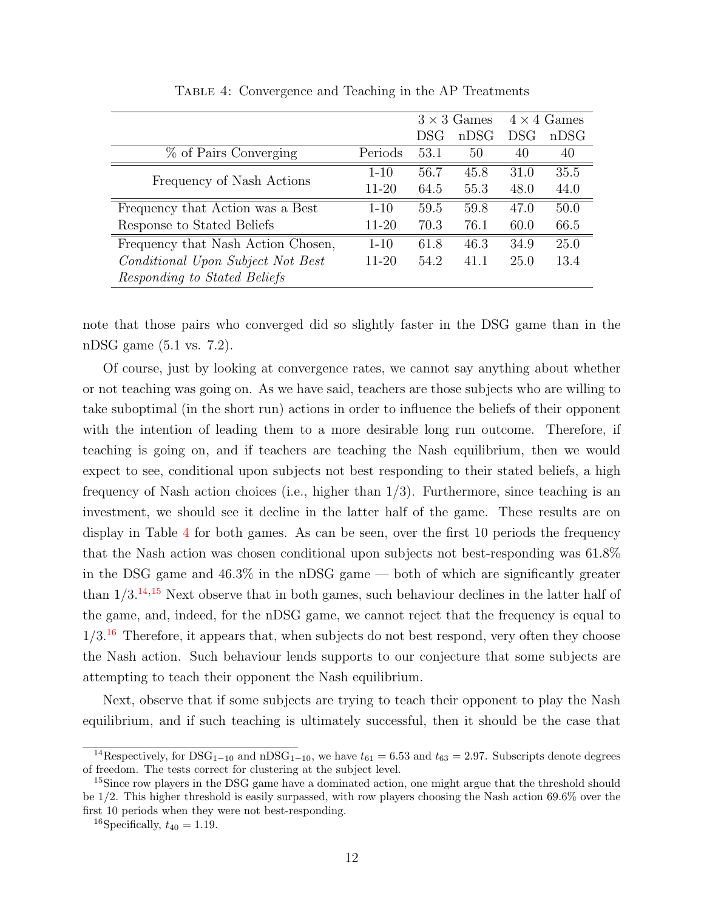Table 4: Convergence and Teaching in the AP Treatments

| | | $3 \times 3$ Games | | $4 \times 4$ Games | |
|---|---|---|---|---|---|
| | | DSG | nDSG | DSG | nDSG |
| % of Pairs Converging | Periods | 53.1 | 50 | 40 | 40 |
| Frequency of Nash Actions | 1-10 | 56.7 | 45.8 | 31.0 | 35.5 |
| | 11-20 | 64.5 | 55.3 | 48.0 | 44.0 |
| Frequency that Action was a Best Response to Stated Beliefs | 1-10 | 59.5 | 59.8 | 47.0 | 50.0 |
| | 11-20 | 70.3 | 76.1 | 60.0 | 66.5 |
| Frequency that Nash Action Chosen, *Conditional Upon Subject Not Best Responding to Stated Beliefs* | 1-10 | 61.8 | 46.3 | 34.9 | 25.0 |
| | 11-20 | 54.2 | 41.1 | 25.0 | 13.4 |

note that those pairs who converged did so slightly faster in the DSG game than in the nDSG game (5.1 vs. 7.2).

Of course, just by looking at convergence rates, we cannot say anything about whether or not teaching was going on. As we have said, teachers are those subjects who are willing to take suboptimal (in the short run) actions in order to influence the beliefs of their opponent with the intention of leading them to a more desirable long run outcome. Therefore, if teaching is going on, and if teachers are teaching the Nash equilibrium, then we would expect to see, conditional upon subjects not best responding to their stated beliefs, a high frequency of Nash action choices (i.e., higher than 1/3). Furthermore, since teaching is an investment, we should see it decline in the latter half of the game. These results are on display in Table 4 for both games. As can be seen, over the first 10 periods the frequency that the Nash action was chosen conditional upon subjects not best-responding was 61.8% in the DSG game and 46.3% in the nDSG game — both of which are significantly greater than 1/3.[14,15] Next observe that in both games, such behaviour declines in the latter half of the game, and, indeed, for the nDSG game, we cannot reject that the frequency is equal to 1/3.[16] Therefore, it appears that, when subjects do not best respond, very often they choose the Nash action. Such behaviour lends supports to our conjecture that some subjects are attempting to teach their opponent the Nash equilibrium.

Next, observe that if some subjects are trying to teach their opponent to play the Nash equilibrium, and if such teaching is ultimately successful, then it should be the case that

[14] Respectively, for $\text{DSG}_{1-10}$ and $\text{nDSG}_{1-10}$, we have $t_{61} = 6.53$ and $t_{63} = 2.97$. Subscripts denote degrees of freedom. The tests correct for clustering at the subject level.

[15] Since row players in the DSG game have a dominated action, one might argue that the threshold should be 1/2. This higher threshold is easily surpassed, with row players choosing the Nash action 69.6% over the first 10 periods when they were not best-responding.

[16] Specifically, $t_{40} = 1.19$.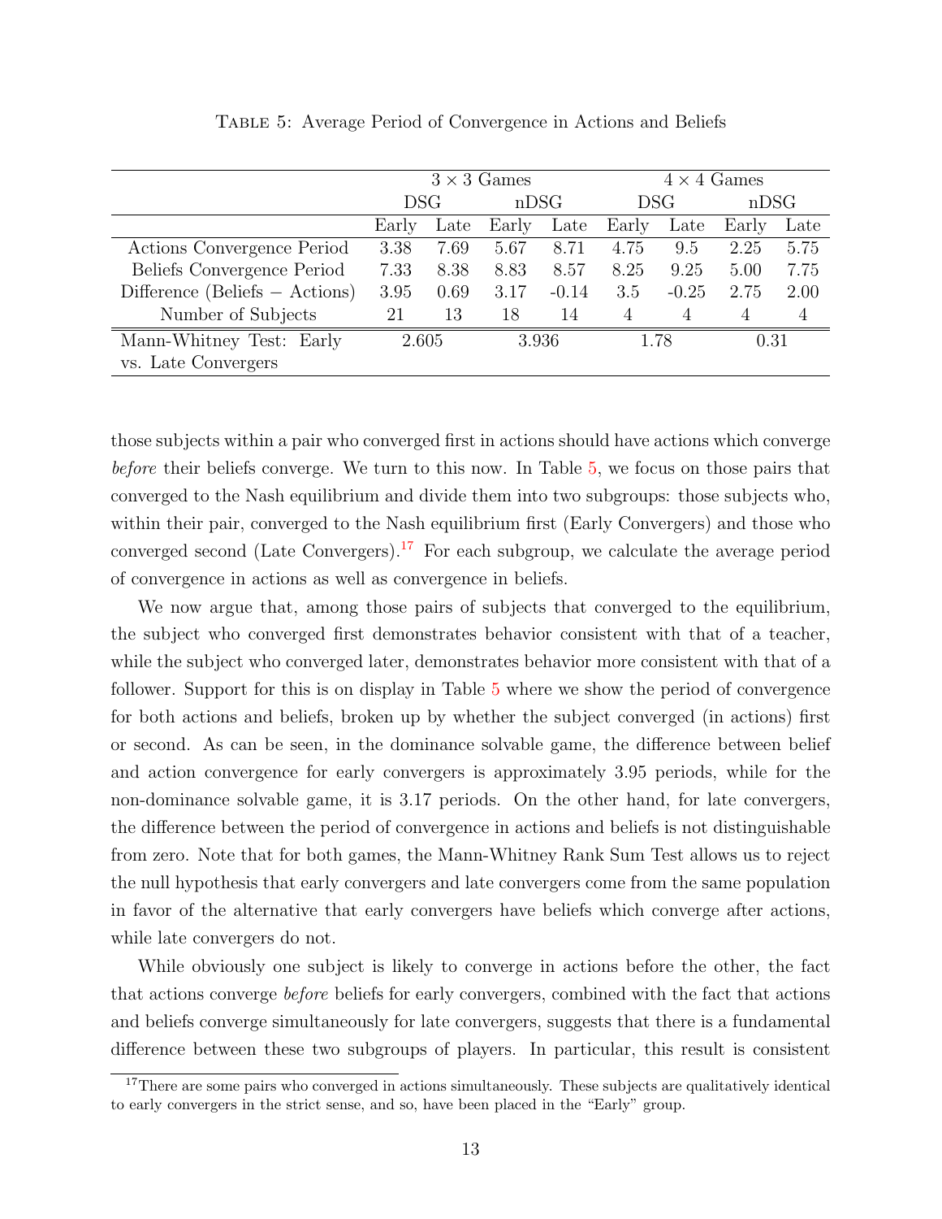Table 5: Average Period of Convergence in Actions and Beliefs

| | $3 \times 3$ Games | | | | $4 \times 4$ Games | | | |
|---|---|---|---|---|---|---|---|---|
| | DSG | | nDSG | | DSG | | nDSG | |
| | Early | Late | Early | Late | Early | Late | Early | Late |
| Actions Convergence Period | 3.38 | 7.69 | 5.67 | 8.71 | 4.75 | 9.5 | 2.25 | 5.75 |
| Beliefs Convergence Period | 7.33 | 8.38 | 8.83 | 8.57 | 8.25 | 9.25 | 5.00 | 7.75 |
| Difference (Beliefs − Actions) | 3.95 | 0.69 | 3.17 | -0.14 | 3.5 | -0.25 | 2.75 | 2.00 |
| Number of Subjects | 21 | 13 | 18 | 14 | 4 | 4 | 4 | 4 |
| Mann-Whitney Test: Early vs. Late Convergers | 2.605 | | 3.936 | | 1.78 | | 0.31 | |

those subjects within a pair who converged first in actions should have actions which converge *before* their beliefs converge. We turn to this now. In Table 5, we focus on those pairs that converged to the Nash equilibrium and divide them into two subgroups: those subjects who, within their pair, converged to the Nash equilibrium first (Early Convergers) and those who converged second (Late Convergers).[17] For each subgroup, we calculate the average period of convergence in actions as well as convergence in beliefs.

We now argue that, among those pairs of subjects that converged to the equilibrium, the subject who converged first demonstrates behavior consistent with that of a teacher, while the subject who converged later, demonstrates behavior more consistent with that of a follower. Support for this is on display in Table 5 where we show the period of convergence for both actions and beliefs, broken up by whether the subject converged (in actions) first or second. As can be seen, in the dominance solvable game, the difference between belief and action convergence for early convergers is approximately 3.95 periods, while for the non-dominance solvable game, it is 3.17 periods. On the other hand, for late convergers, the difference between the period of convergence in actions and beliefs is not distinguishable from zero. Note that for both games, the Mann-Whitney Rank Sum Test allows us to reject the null hypothesis that early convergers and late convergers come from the same population in favor of the alternative that early convergers have beliefs which converge after actions, while late convergers do not.

While obviously one subject is likely to converge in actions before the other, the fact that actions converge *before* beliefs for early convergers, combined with the fact that actions and beliefs converge simultaneously for late convergers, suggests that there is a fundamental difference between these two subgroups of players. In particular, this result is consistent

[17] There are some pairs who converged in actions simultaneously. These subjects are qualitatively identical to early convergers in the strict sense, and so, have been placed in the "Early" group.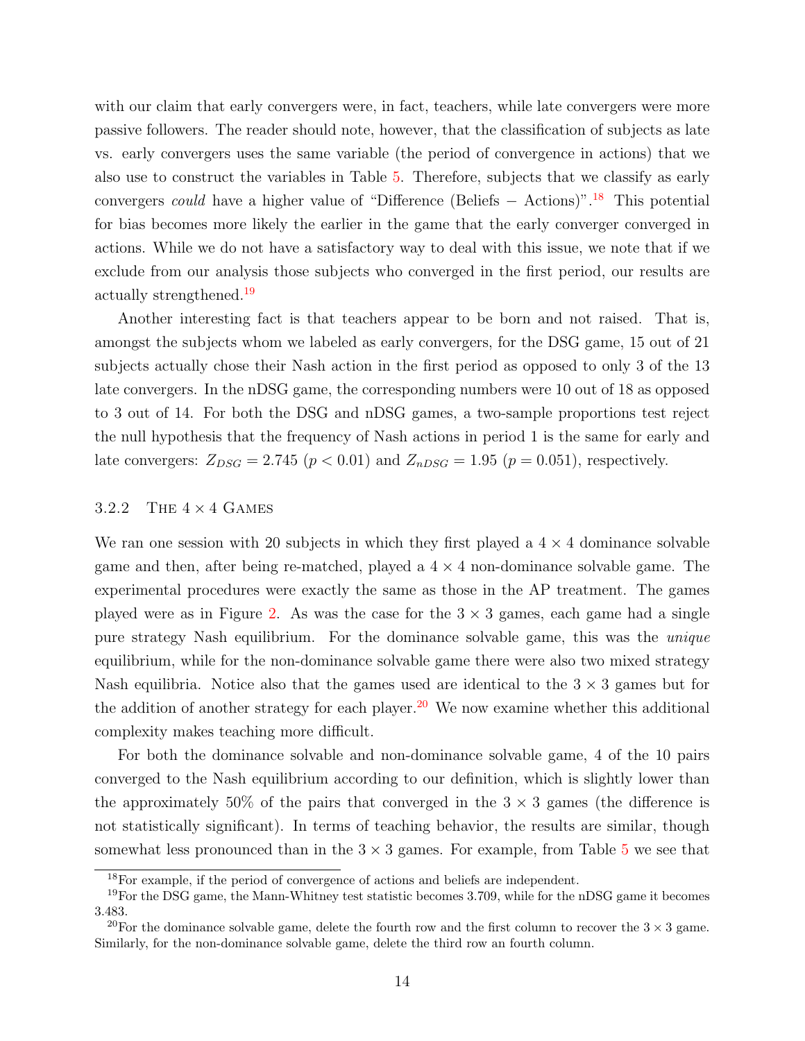with our claim that early convergers were, in fact, teachers, while late convergers were more passive followers. The reader should note, however, that the classification of subjects as late vs. early convergers uses the same variable (the period of convergence in actions) that we also use to construct the variables in Table 5. Therefore, subjects that we classify as early convergers *could* have a higher value of "Difference (Beliefs − Actions)".[18] This potential for bias becomes more likely the earlier in the game that the early converger converged in actions. While we do not have a satisfactory way to deal with this issue, we note that if we exclude from our analysis those subjects who converged in the first period, our results are actually strengthened.[19]

Another interesting fact is that teachers appear to be born and not raised. That is, amongst the subjects whom we labeled as early convergers, for the DSG game, 15 out of 21 subjects actually chose their Nash action in the first period as opposed to only 3 of the 13 late convergers. In the nDSG game, the corresponding numbers were 10 out of 18 as opposed to 3 out of 14. For both the DSG and nDSG games, a two-sample proportions test reject the null hypothesis that the frequency of Nash actions in period 1 is the same for early and late convergers: $Z_{DSG} = 2.745$ ($p < 0.01$) and $Z_{nDSG} = 1.95$ ($p = 0.051$), respectively.

### 3.2.2 The $4 \times 4$ Games

We ran one session with 20 subjects in which they first played a $4 \times 4$ dominance solvable game and then, after being re-matched, played a $4 \times 4$ non-dominance solvable game. The experimental procedures were exactly the same as those in the AP treatment. The games played were as in Figure 2. As was the case for the $3 \times 3$ games, each game had a single pure strategy Nash equilibrium. For the dominance solvable game, this was the *unique* equilibrium, while for the non-dominance solvable game there were also two mixed strategy Nash equilibria. Notice also that the games used are identical to the $3 \times 3$ games but for the addition of another strategy for each player.[20] We now examine whether this additional complexity makes teaching more difficult.

For both the dominance solvable and non-dominance solvable game, 4 of the 10 pairs converged to the Nash equilibrium according to our definition, which is slightly lower than the approximately 50% of the pairs that converged in the $3 \times 3$ games (the difference is not statistically significant). In terms of teaching behavior, the results are similar, though somewhat less pronounced than in the $3 \times 3$ games. For example, from Table 5 we see that

[18] For example, if the period of convergence of actions and beliefs are independent.

[19] For the DSG game, the Mann-Whitney test statistic becomes 3.709, while for the nDSG game it becomes 3.483.

[20] For the dominance solvable game, delete the fourth row and the first column to recover the $3 \times 3$ game. Similarly, for the non-dominance solvable game, delete the third row an fourth column.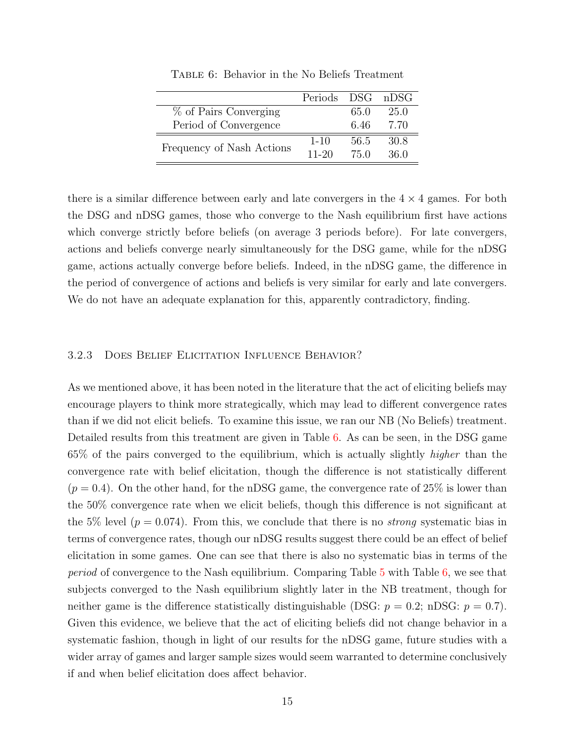Table 6: Behavior in the No Beliefs Treatment

| | Periods | DSG | nDSG |
|---|---|---|---|
| % of Pairs Converging | | 65.0 | 25.0 |
| Period of Convergence | | 6.46 | 7.70 |
| Frequency of Nash Actions | 1-10 | 56.5 | 30.8 |
| | 11-20 | 75.0 | 36.0 |

there is a similar difference between early and late convergers in the $4 \times 4$ games. For both the DSG and nDSG games, those who converge to the Nash equilibrium first have actions which converge strictly before beliefs (on average 3 periods before). For late convergers, actions and beliefs converge nearly simultaneously for the DSG game, while for the nDSG game, actions actually converge before beliefs. Indeed, in the nDSG game, the difference in the period of convergence of actions and beliefs is very similar for early and late convergers. We do not have an adequate explanation for this, apparently contradictory, finding.

### 3.2.3 Does Belief Elicitation Influence Behavior?

As we mentioned above, it has been noted in the literature that the act of eliciting beliefs may encourage players to think more strategically, which may lead to different convergence rates than if we did not elicit beliefs. To examine this issue, we ran our NB (No Beliefs) treatment. Detailed results from this treatment are given in Table 6. As can be seen, in the DSG game 65% of the pairs converged to the equilibrium, which is actually slightly *higher* than the convergence rate with belief elicitation, though the difference is not statistically different ($p = 0.4$). On the other hand, for the nDSG game, the convergence rate of 25% is lower than the 50% convergence rate when we elicit beliefs, though this difference is not significant at the 5% level ($p = 0.074$). From this, we conclude that there is no *strong* systematic bias in terms of convergence rates, though our nDSG results suggest there could be an effect of belief elicitation in some games. One can see that there is also no systematic bias in terms of the *period* of convergence to the Nash equilibrium. Comparing Table 5 with Table 6, we see that subjects converged to the Nash equilibrium slightly later in the NB treatment, though for neither game is the difference statistically distinguishable (DSG: $p = 0.2$; nDSG: $p = 0.7$). Given this evidence, we believe that the act of eliciting beliefs did not change behavior in a systematic fashion, though in light of our results for the nDSG game, future studies with a wider array of games and larger sample sizes would seem warranted to determine conclusively if and when belief elicitation does affect behavior.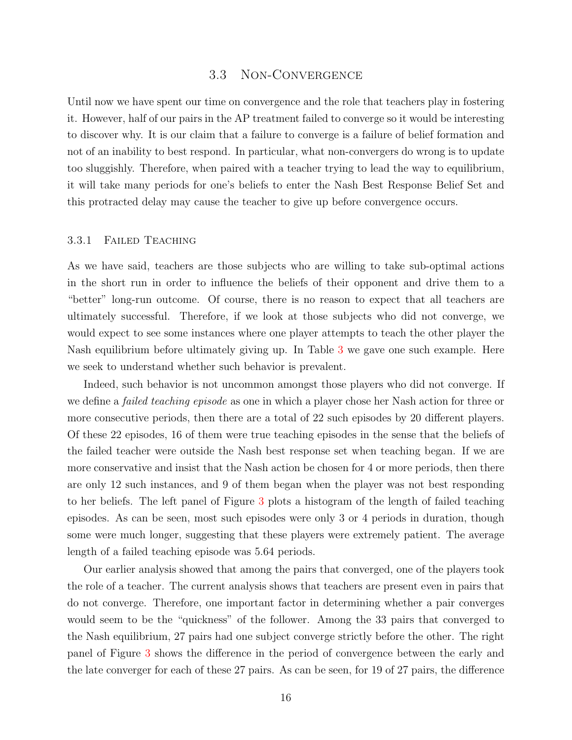### 3.3 Non-Convergence

Until now we have spent our time on convergence and the role that teachers play in fostering it. However, half of our pairs in the AP treatment failed to converge so it would be interesting to discover why. It is our claim that a failure to converge is a failure of belief formation and not of an inability to best respond. In particular, what non-convergers do wrong is to update too sluggishly. Therefore, when paired with a teacher trying to lead the way to equilibrium, it will take many periods for one's beliefs to enter the Nash Best Response Belief Set and this protracted delay may cause the teacher to give up before convergence occurs.

#### 3.3.1 Failed Teaching

As we have said, teachers are those subjects who are willing to take sub-optimal actions in the short run in order to influence the beliefs of their opponent and drive them to a "better" long-run outcome. Of course, there is no reason to expect that all teachers are ultimately successful. Therefore, if we look at those subjects who did not converge, we would expect to see some instances where one player attempts to teach the other player the Nash equilibrium before ultimately giving up. In Table 3 we gave one such example. Here we seek to understand whether such behavior is prevalent.

Indeed, such behavior is not uncommon amongst those players who did not converge. If we define a *failed teaching episode* as one in which a player chose her Nash action for three or more consecutive periods, then there are a total of 22 such episodes by 20 different players. Of these 22 episodes, 16 of them were true teaching episodes in the sense that the beliefs of the failed teacher were outside the Nash best response set when teaching began. If we are more conservative and insist that the Nash action be chosen for 4 or more periods, then there are only 12 such instances, and 9 of them began when the player was not best responding to her beliefs. The left panel of Figure 3 plots a histogram of the length of failed teaching episodes. As can be seen, most such episodes were only 3 or 4 periods in duration, though some were much longer, suggesting that these players were extremely patient. The average length of a failed teaching episode was 5.64 periods.

Our earlier analysis showed that among the pairs that converged, one of the players took the role of a teacher. The current analysis shows that teachers are present even in pairs that do not converge. Therefore, one important factor in determining whether a pair converges would seem to be the "quickness" of the follower. Among the 33 pairs that converged to the Nash equilibrium, 27 pairs had one subject converge strictly before the other. The right panel of Figure 3 shows the difference in the period of convergence between the early and the late converger for each of these 27 pairs. As can be seen, for 19 of 27 pairs, the difference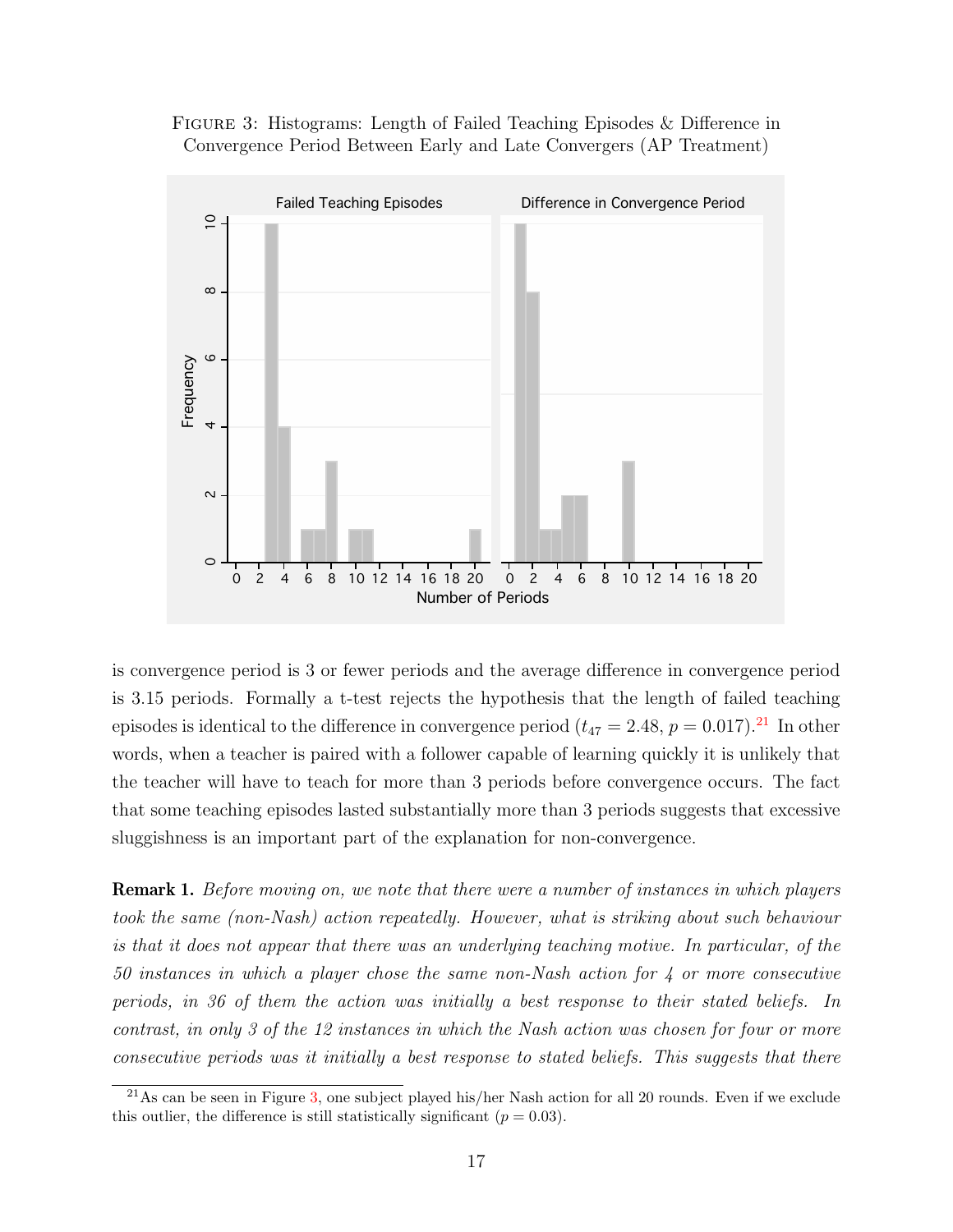FIGURE 3: Histograms: Length of Failed Teaching Episodes & Difference in Convergence Period Between Early and Late Convergers (AP Treatment)

is convergence period is 3 or fewer periods and the average difference in convergence period is 3.15 periods. Formally a t-test rejects the hypothesis that the length of failed teaching episodes is identical to the difference in convergence period ($t_{47} = 2.48$, $p = 0.017$).[21] In other words, when a teacher is paired with a follower capable of learning quickly it is unlikely that the teacher will have to teach for more than 3 periods before convergence occurs. The fact that some teaching episodes lasted substantially more than 3 periods suggests that excessive sluggishness is an important part of the explanation for non-convergence.

**Remark 1.** *Before moving on, we note that there were a number of instances in which players took the same (non-Nash) action repeatedly. However, what is striking about such behaviour is that it does not appear that there was an underlying teaching motive. In particular, of the 50 instances in which a player chose the same non-Nash action for 4 or more consecutive periods, in 36 of them the action was initially a best response to their stated beliefs. In contrast, in only 3 of the 12 instances in which the Nash action was chosen for four or more consecutive periods was it initially a best response to stated beliefs. This suggests that there*

[21] As can be seen in Figure 3, one subject played his/her Nash action for all 20 rounds. Even if we exclude this outlier, the difference is still statistically significant ($p = 0.03$).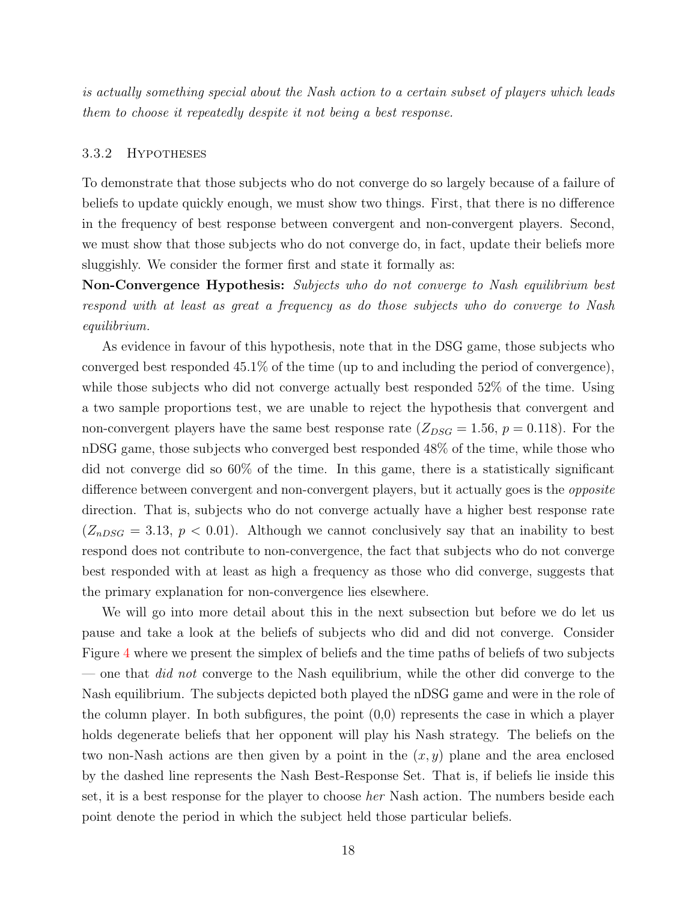*is actually something special about the Nash action to a certain subset of players which leads them to choose it repeatedly despite it not being a best response.*

### 3.3.2 Hypotheses

To demonstrate that those subjects who do not converge do so largely because of a failure of beliefs to update quickly enough, we must show two things. First, that there is no difference in the frequency of best response between convergent and non-convergent players. Second, we must show that those subjects who do not converge do, in fact, update their beliefs more sluggishly. We consider the former first and state it formally as:

**Non-Convergence Hypothesis:** *Subjects who do not converge to Nash equilibrium best respond with at least as great a frequency as do those subjects who do converge to Nash equilibrium.*

As evidence in favour of this hypothesis, note that in the DSG game, those subjects who converged best responded 45.1% of the time (up to and including the period of convergence), while those subjects who did not converge actually best responded 52% of the time. Using a two sample proportions test, we are unable to reject the hypothesis that convergent and non-convergent players have the same best response rate ($Z_{DSG} = 1.56$, $p = 0.118$). For the nDSG game, those subjects who converged best responded 48% of the time, while those who did not converge did so 60% of the time. In this game, there is a statistically significant difference between convergent and non-convergent players, but it actually goes is the *opposite* direction. That is, subjects who do not converge actually have a higher best response rate ($Z_{nDSG} = 3.13$, $p < 0.01$). Although we cannot conclusively say that an inability to best respond does not contribute to non-convergence, the fact that subjects who do not converge best responded with at least as high a frequency as those who did converge, suggests that the primary explanation for non-convergence lies elsewhere.

We will go into more detail about this in the next subsection but before we do let us pause and take a look at the beliefs of subjects who did and did not converge. Consider Figure 4 where we present the simplex of beliefs and the time paths of beliefs of two subjects — one that *did not* converge to the Nash equilibrium, while the other did converge to the Nash equilibrium. The subjects depicted both played the nDSG game and were in the role of the column player. In both subfigures, the point (0,0) represents the case in which a player holds degenerate beliefs that her opponent will play his Nash strategy. The beliefs on the two non-Nash actions are then given by a point in the $(x, y)$ plane and the area enclosed by the dashed line represents the Nash Best-Response Set. That is, if beliefs lie inside this set, it is a best response for the player to choose *her* Nash action. The numbers beside each point denote the period in which the subject held those particular beliefs.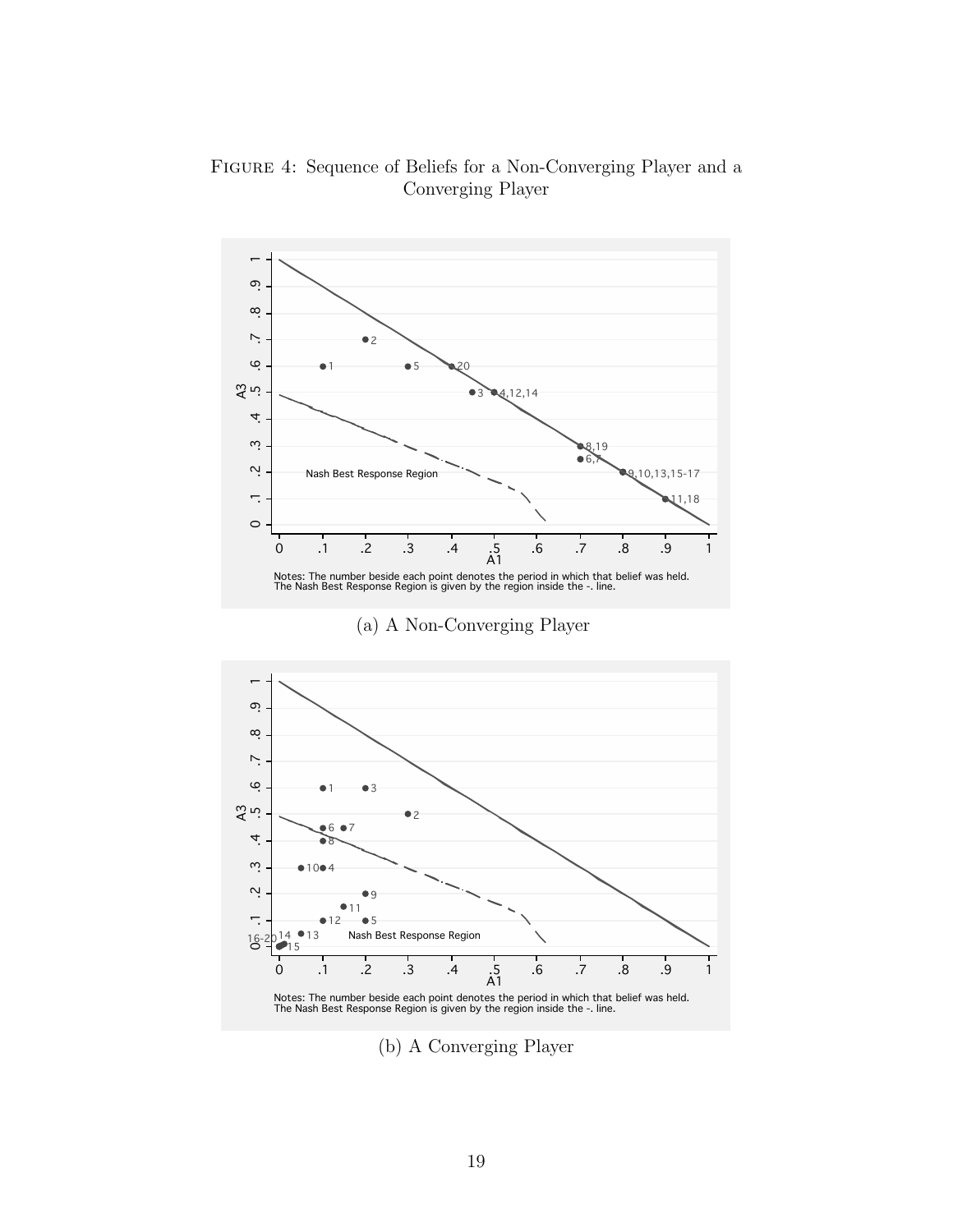Figure 4: Sequence of Beliefs for a Non-Converging Player and a Converging Player

Notes: The number beside each point denotes the period in which that belief was held. The Nash Best Response Region is given by the region inside the -. line.

(a) A Non-Converging Player

Notes: The number beside each point denotes the period in which that belief was held. The Nash Best Response Region is given by the region inside the -. line.

(b) A Converging Player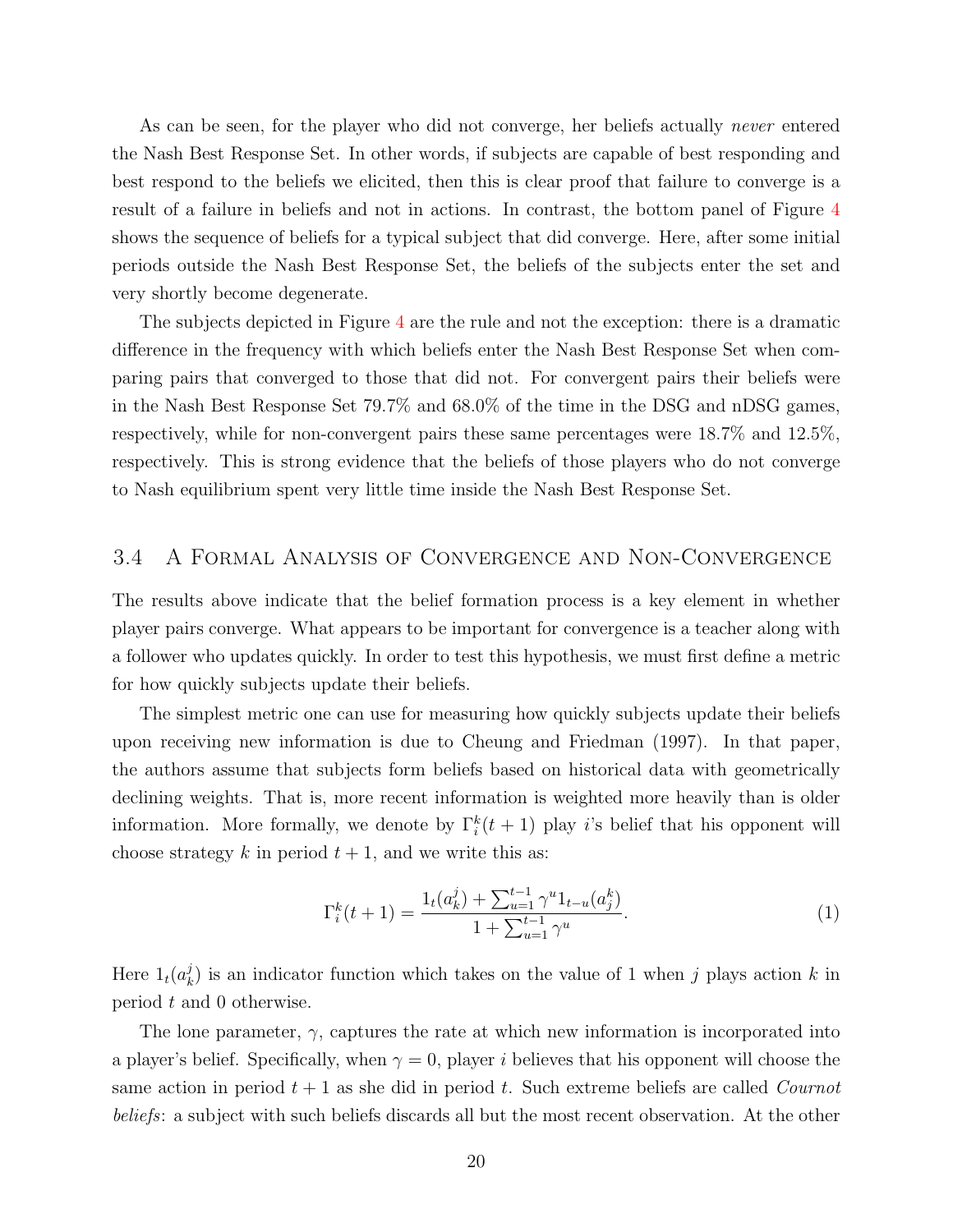As can be seen, for the player who did not converge, her beliefs actually *never* entered the Nash Best Response Set. In other words, if subjects are capable of best responding and best respond to the beliefs we elicited, then this is clear proof that failure to converge is a result of a failure in beliefs and not in actions. In contrast, the bottom panel of Figure 4 shows the sequence of beliefs for a typical subject that did converge. Here, after some initial periods outside the Nash Best Response Set, the beliefs of the subjects enter the set and very shortly become degenerate.

The subjects depicted in Figure 4 are the rule and not the exception: there is a dramatic difference in the frequency with which beliefs enter the Nash Best Response Set when comparing pairs that converged to those that did not. For convergent pairs their beliefs were in the Nash Best Response Set 79.7% and 68.0% of the time in the DSG and nDSG games, respectively, while for non-convergent pairs these same percentages were 18.7% and 12.5%, respectively. This is strong evidence that the beliefs of those players who do not converge to Nash equilibrium spent very little time inside the Nash Best Response Set.

## 3.4 A Formal Analysis of Convergence and Non-Convergence

The results above indicate that the belief formation process is a key element in whether player pairs converge. What appears to be important for convergence is a teacher along with a follower who updates quickly. In order to test this hypothesis, we must first define a metric for how quickly subjects update their beliefs.

The simplest metric one can use for measuring how quickly subjects update their beliefs upon receiving new information is due to Cheung and Friedman (1997). In that paper, the authors assume that subjects form beliefs based on historical data with geometrically declining weights. That is, more recent information is weighted more heavily than is older information. More formally, we denote by $\Gamma_i^k(t+1)$ play $i$'s belief that his opponent will choose strategy $k$ in period $t+1$, and we write this as:

$$\Gamma_i^k(t+1) = \frac{1_t(a_k^j) + \sum_{u=1}^{t-1} \gamma^u 1_{t-u}(a_j^k)}{1 + \sum_{u=1}^{t-1} \gamma^u}. \tag{1}$$

Here $1_t(a_k^j)$ is an indicator function which takes on the value of 1 when $j$ plays action $k$ in period $t$ and 0 otherwise.

The lone parameter, $\gamma$, captures the rate at which new information is incorporated into a player's belief. Specifically, when $\gamma = 0$, player $i$ believes that his opponent will choose the same action in period $t+1$ as she did in period $t$. Such extreme beliefs are called *Cournot beliefs*: a subject with such beliefs discards all but the most recent observation. At the other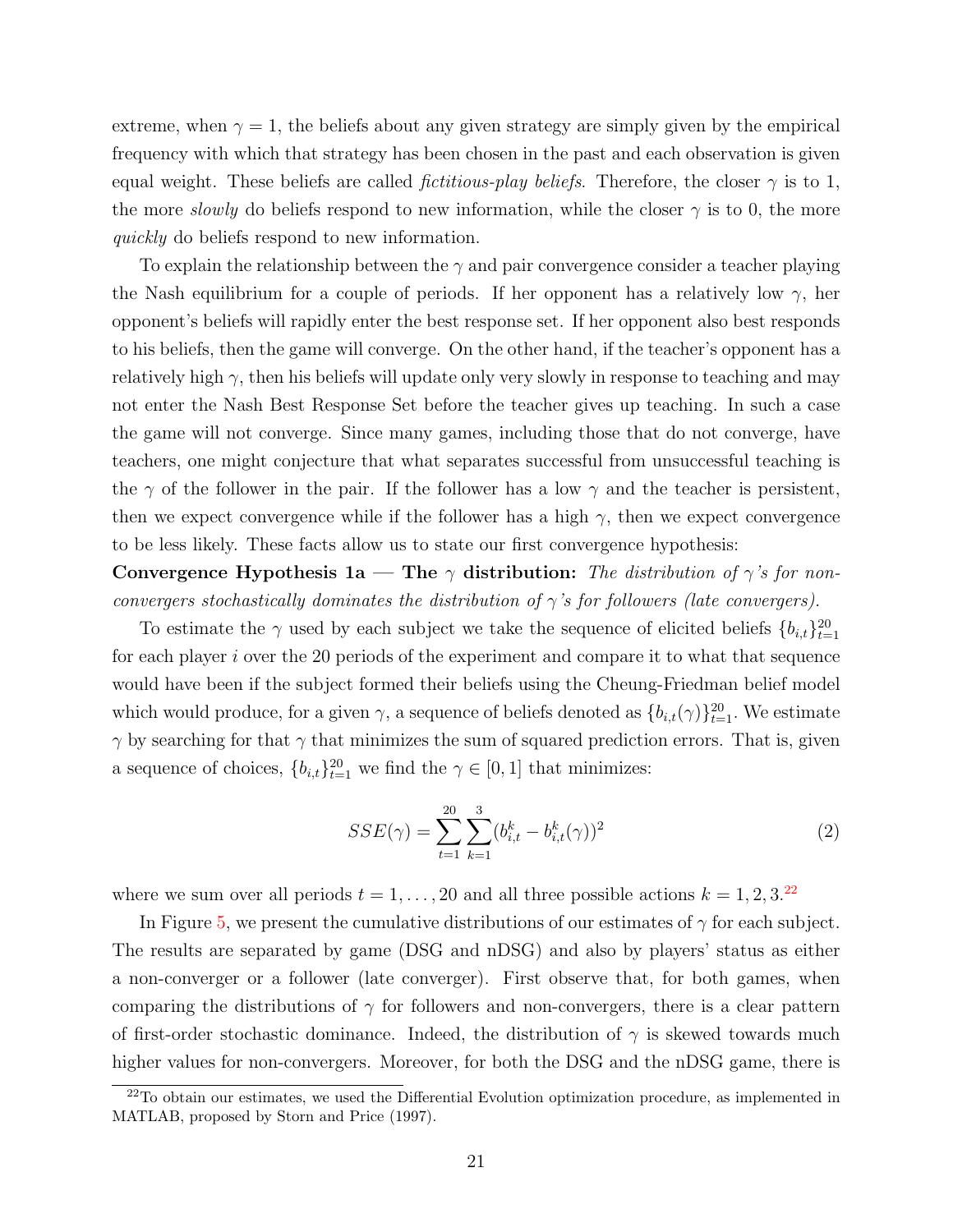extreme, when $\gamma = 1$, the beliefs about any given strategy are simply given by the empirical frequency with which that strategy has been chosen in the past and each observation is given equal weight. These beliefs are called *fictitious-play beliefs*. Therefore, the closer $\gamma$ is to 1, the more *slowly* do beliefs respond to new information, while the closer $\gamma$ is to 0, the more *quickly* do beliefs respond to new information.

To explain the relationship between the $\gamma$ and pair convergence consider a teacher playing the Nash equilibrium for a couple of periods. If her opponent has a relatively low $\gamma$, her opponent's beliefs will rapidly enter the best response set. If her opponent also best responds to his beliefs, then the game will converge. On the other hand, if the teacher's opponent has a relatively high $\gamma$, then his beliefs will update only very slowly in response to teaching and may not enter the Nash Best Response Set before the teacher gives up teaching. In such a case the game will not converge. Since many games, including those that do not converge, have teachers, one might conjecture that what separates successful from unsuccessful teaching is the $\gamma$ of the follower in the pair. If the follower has a low $\gamma$ and the teacher is persistent, then we expect convergence while if the follower has a high $\gamma$, then we expect convergence to be less likely. These facts allow us to state our first convergence hypothesis:

**Convergence Hypothesis 1a — The $\gamma$ distribution:** *The distribution of $\gamma$'s for non-convergers stochastically dominates the distribution of $\gamma$'s for followers (late convergers).*

To estimate the $\gamma$ used by each subject we take the sequence of elicited beliefs $\{b_{i,t}\}_{t=1}^{20}$ for each player $i$ over the 20 periods of the experiment and compare it to what that sequence would have been if the subject formed their beliefs using the Cheung-Friedman belief model which would produce, for a given $\gamma$, a sequence of beliefs denoted as $\{b_{i,t}(\gamma)\}_{t=1}^{20}$. We estimate $\gamma$ by searching for that $\gamma$ that minimizes the sum of squared prediction errors. That is, given a sequence of choices, $\{b_{i,t}\}_{t=1}^{20}$ we find the $\gamma \in [0, 1]$ that minimizes:

$$SSE(\gamma) = \sum_{t=1}^{20} \sum_{k=1}^{3} (b_{i,t}^{k} - b_{i,t}^{k}(\gamma))^2 \tag{2}$$

where we sum over all periods $t = 1, \ldots, 20$ and all three possible actions $k = 1, 2, 3$.[22]

In Figure 5, we present the cumulative distributions of our estimates of $\gamma$ for each subject. The results are separated by game (DSG and nDSG) and also by players' status as either a non-converger or a follower (late converger). First observe that, for both games, when comparing the distributions of $\gamma$ for followers and non-convergers, there is a clear pattern of first-order stochastic dominance. Indeed, the distribution of $\gamma$ is skewed towards much higher values for non-convergers. Moreover, for both the DSG and the nDSG game, there is

[22] To obtain our estimates, we used the Differential Evolution optimization procedure, as implemented in MATLAB, proposed by Storn and Price (1997).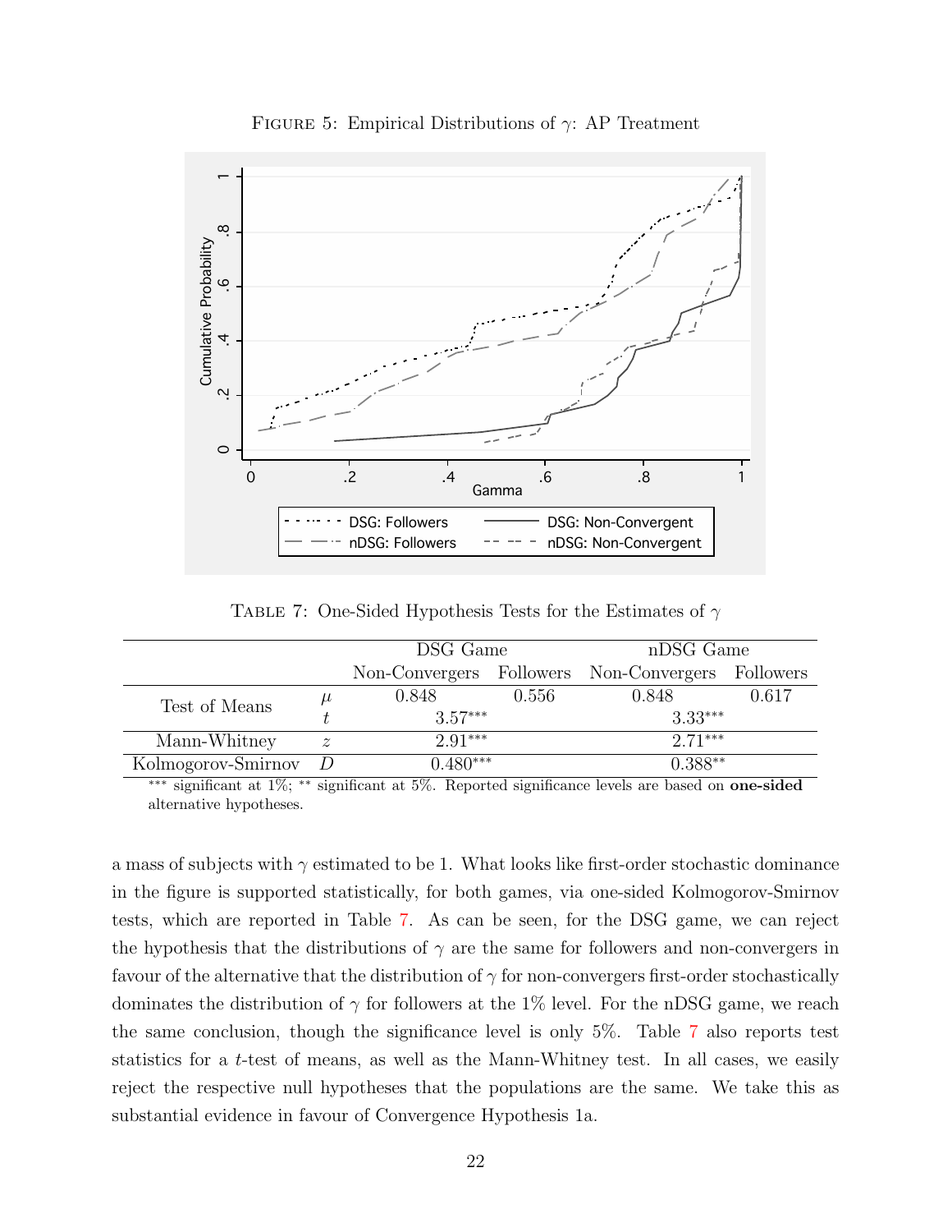Figure 5: Empirical Distributions of $\gamma$: AP Treatment

Table 7: One-Sided Hypothesis Tests for the Estimates of $\gamma$

| | | DSG Game | | nDSG Game | |
|---|---|---|---|---|---|
| | | Non-Convergers | Followers | Non-Convergers | Followers |
| Test of Means | $\mu$ | 0.848 | 0.556 | 0.848 | 0.617 |
| | $t$ | 3.57*** | | 3.33*** | |
| Mann-Whitney | $z$ | 2.91*** | | 2.71*** | |
| Kolmogorov-Smirnov | $D$ | 0.480*** | | 0.388** | |

*** significant at 1%; ** significant at 5%. Reported significance levels are based on **one-sided** alternative hypotheses.

a mass of subjects with $\gamma$ estimated to be 1. What looks like first-order stochastic dominance in the figure is supported statistically, for both games, via one-sided Kolmogorov-Smirnov tests, which are reported in Table 7. As can be seen, for the DSG game, we can reject the hypothesis that the distributions of $\gamma$ are the same for followers and non-convergers in favour of the alternative that the distribution of $\gamma$ for non-convergers first-order stochastically dominates the distribution of $\gamma$ for followers at the 1% level. For the nDSG game, we reach the same conclusion, though the significance level is only 5%. Table 7 also reports test statistics for a $t$-test of means, as well as the Mann-Whitney test. In all cases, we easily reject the respective null hypotheses that the populations are the same. We take this as substantial evidence in favour of Convergence Hypothesis 1a.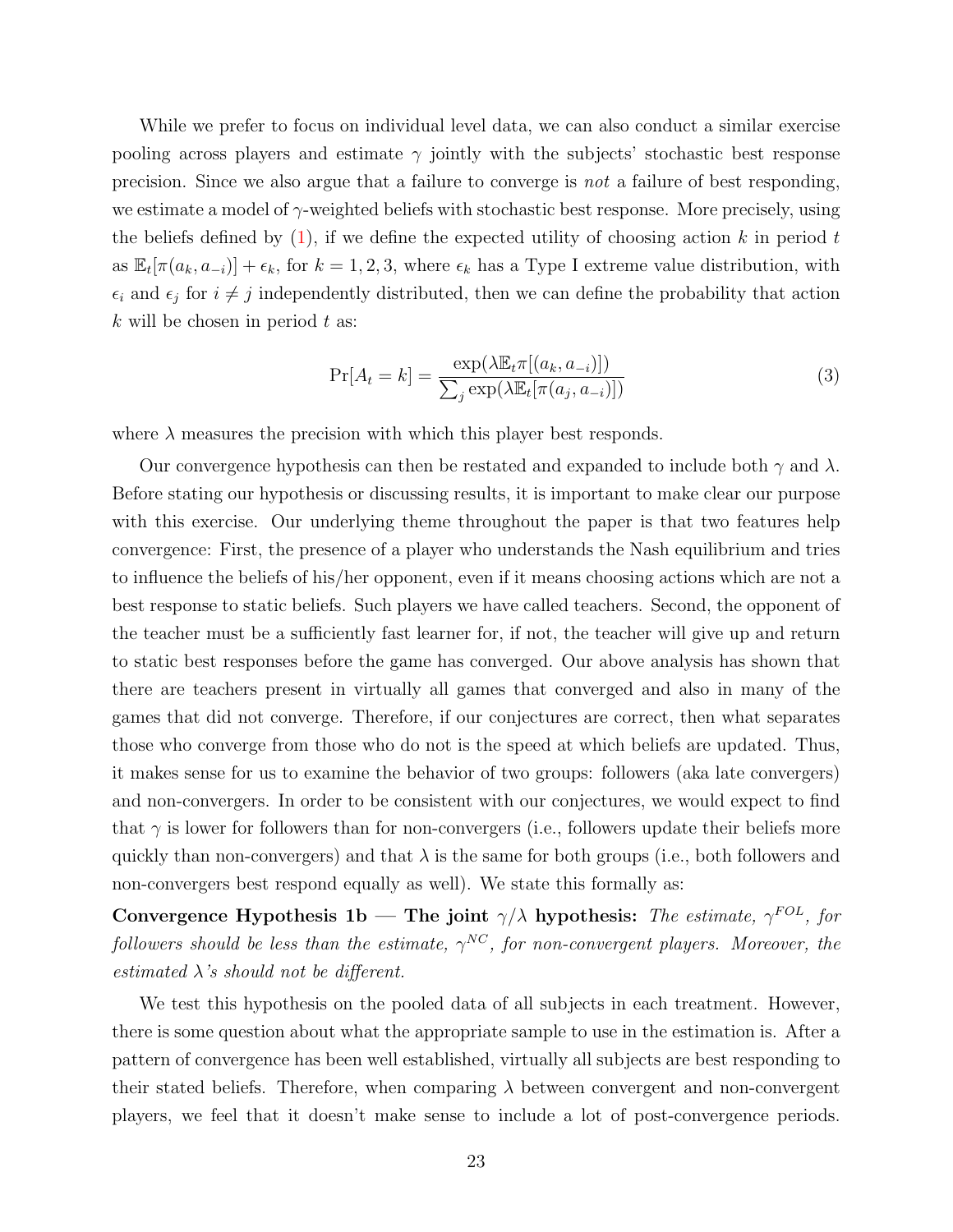While we prefer to focus on individual level data, we can also conduct a similar exercise pooling across players and estimate $\gamma$ jointly with the subjects' stochastic best response precision. Since we also argue that a failure to converge is *not* a failure of best responding, we estimate a model of $\gamma$-weighted beliefs with stochastic best response. More precisely, using the beliefs defined by (1), if we define the expected utility of choosing action $k$ in period $t$ as $\mathbb{E}_t[\pi(a_k, a_{-i})] + \epsilon_k$, for $k = 1, 2, 3$, where $\epsilon_k$ has a Type I extreme value distribution, with $\epsilon_i$ and $\epsilon_j$ for $i \neq j$ independently distributed, then we can define the probability that action $k$ will be chosen in period $t$ as:

$$\Pr[A_t = k] = \frac{\exp(\lambda \mathbb{E}_t \pi[(a_k, a_{-i})])}{\sum_j \exp(\lambda \mathbb{E}_t[\pi(a_j, a_{-i})])} \tag{3}$$

where $\lambda$ measures the precision with which this player best responds.

Our convergence hypothesis can then be restated and expanded to include both $\gamma$ and $\lambda$. Before stating our hypothesis or discussing results, it is important to make clear our purpose with this exercise. Our underlying theme throughout the paper is that two features help convergence: First, the presence of a player who understands the Nash equilibrium and tries to influence the beliefs of his/her opponent, even if it means choosing actions which are not a best response to static beliefs. Such players we have called teachers. Second, the opponent of the teacher must be a sufficiently fast learner for, if not, the teacher will give up and return to static best responses before the game has converged. Our above analysis has shown that there are teachers present in virtually all games that converged and also in many of the games that did not converge. Therefore, if our conjectures are correct, then what separates those who converge from those who do not is the speed at which beliefs are updated. Thus, it makes sense for us to examine the behavior of two groups: followers (aka late convergers) and non-convergers. In order to be consistent with our conjectures, we would expect to find that $\gamma$ is lower for followers than for non-convergers (i.e., followers update their beliefs more quickly than non-convergers) and that $\lambda$ is the same for both groups (i.e., both followers and non-convergers best respond equally as well). We state this formally as:

**Convergence Hypothesis 1b — The joint $\gamma/\lambda$ hypothesis:** *The estimate, $\gamma^{FOL}$, for followers should be less than the estimate, $\gamma^{NC}$, for non-convergent players. Moreover, the estimated $\lambda$'s should not be different.*

We test this hypothesis on the pooled data of all subjects in each treatment. However, there is some question about what the appropriate sample to use in the estimation is. After a pattern of convergence has been well established, virtually all subjects are best responding to their stated beliefs. Therefore, when comparing $\lambda$ between convergent and non-convergent players, we feel that it doesn't make sense to include a lot of post-convergence periods.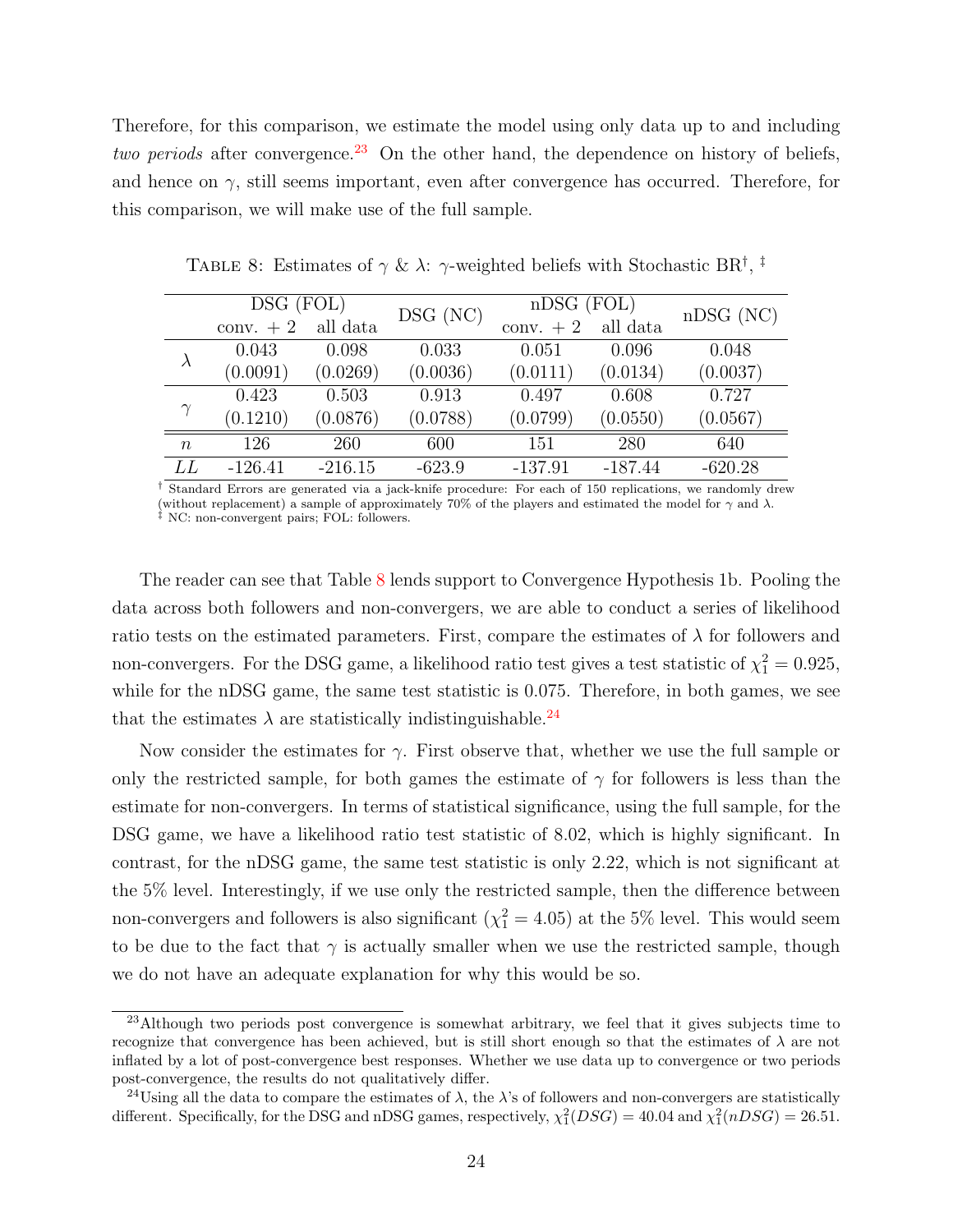Therefore, for this comparison, we estimate the model using only data up to and including *two periods* after convergence.[23] On the other hand, the dependence on history of beliefs, and hence on $\gamma$, still seems important, even after convergence has occurred. Therefore, for this comparison, we will make use of the full sample.

TABLE 8: Estimates of $\gamma$ & $\lambda$: $\gamma$-weighted beliefs with Stochastic BR[†], [‡]

| | DSG (FOL) | | DSG (NC) | nDSG (FOL) | | nDSG (NC) |
|---|---|---|---|---|---|---|
| | conv. + 2 | all data | | conv. + 2 | all data | |
| $\lambda$ | 0.043 | 0.098 | 0.033 | 0.051 | 0.096 | 0.048 |
| | (0.0091) | (0.0269) | (0.0036) | (0.0111) | (0.0134) | (0.0037) |
| $\gamma$ | 0.423 | 0.503 | 0.913 | 0.497 | 0.608 | 0.727 |
| | (0.1210) | (0.0876) | (0.0788) | (0.0799) | (0.0550) | (0.0567) |
| $n$ | 126 | 260 | 600 | 151 | 280 | 640 |
| $LL$ | -126.41 | -216.15 | -623.9 | -137.91 | -187.44 | -620.28 |

[†] Standard Errors are generated via a jack-knife procedure: For each of 150 replications, we randomly drew (without replacement) a sample of approximately 70% of the players and estimated the model for $\gamma$ and $\lambda$.
[‡] NC: non-convergent pairs; FOL: followers.

The reader can see that Table 8 lends support to Convergence Hypothesis 1b. Pooling the data across both followers and non-convergers, we are able to conduct a series of likelihood ratio tests on the estimated parameters. First, compare the estimates of $\lambda$ for followers and non-convergers. For the DSG game, a likelihood ratio test gives a test statistic of $\chi^2_1 = 0.925$, while for the nDSG game, the same test statistic is 0.075. Therefore, in both games, we see that the estimates $\lambda$ are statistically indistinguishable.[24]

Now consider the estimates for $\gamma$. First observe that, whether we use the full sample or only the restricted sample, for both games the estimate of $\gamma$ for followers is less than the estimate for non-convergers. In terms of statistical significance, using the full sample, for the DSG game, we have a likelihood ratio test statistic of 8.02, which is highly significant. In contrast, for the nDSG game, the same test statistic is only 2.22, which is not significant at the 5% level. Interestingly, if we use only the restricted sample, then the difference between non-convergers and followers is also significant ($\chi^2_1 = 4.05$) at the 5% level. This would seem to be due to the fact that $\gamma$ is actually smaller when we use the restricted sample, though we do not have an adequate explanation for why this would be so.

[23] Although two periods post convergence is somewhat arbitrary, we feel that it gives subjects time to recognize that convergence has been achieved, but is still short enough so that the estimates of $\lambda$ are not inflated by a lot of post-convergence best responses. Whether we use data up to convergence or two periods post-convergence, the results do not qualitatively differ.

[24] Using all the data to compare the estimates of $\lambda$, the $\lambda$'s of followers and non-convergers are statistically different. Specifically, for the DSG and nDSG games, respectively, $\chi^2_1(DSG) = 40.04$ and $\chi^2_1(nDSG) = 26.51$.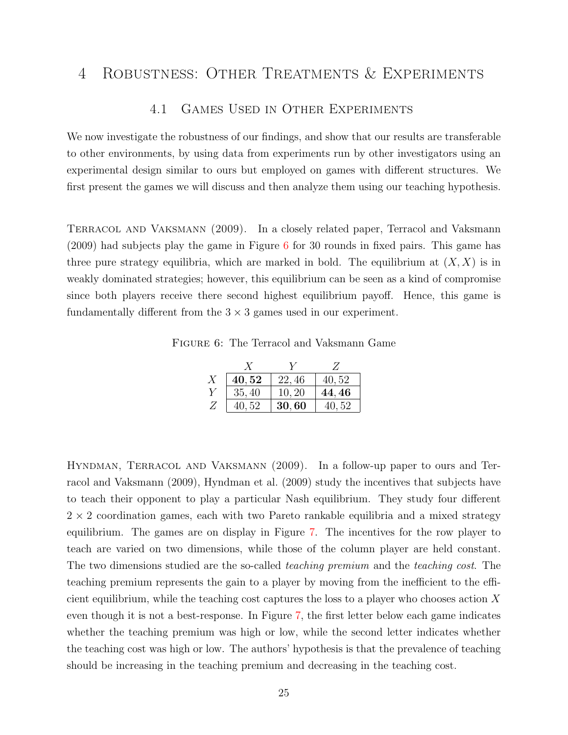# 4 Robustness: Other Treatments & Experiments

## 4.1 Games Used in Other Experiments

We now investigate the robustness of our findings, and show that our results are transferable to other environments, by using data from experiments run by other investigators using an experimental design similar to ours but employed on games with different structures. We first present the games we will discuss and then analyze them using our teaching hypothesis.

Terracol and Vaksmann (2009). In a closely related paper, Terracol and Vaksmann (2009) had subjects play the game in Figure 6 for 30 rounds in fixed pairs. This game has three pure strategy equilibria, which are marked in bold. The equilibrium at $(X, X)$ is in weakly dominated strategies; however, this equilibrium can be seen as a kind of compromise since both players receive there second highest equilibrium payoff. Hence, this game is fundamentally different from the $3 \times 3$ games used in our experiment.

Figure 6: The Terracol and Vaksmann Game

| | $X$ | $Y$ | $Z$ |
|---|---|---|---|
| $X$ | **40, 52** | 22, 46 | 40, 52 |
| $Y$ | 35, 40 | 10, 20 | **44, 46** |
| $Z$ | 40, 52 | **30, 60** | 40, 52 |

Hyndman, Terracol and Vaksmann (2009). In a follow-up paper to ours and Terracol and Vaksmann (2009), Hyndman et al. (2009) study the incentives that subjects have to teach their opponent to play a particular Nash equilibrium. They study four different $2 \times 2$ coordination games, each with two Pareto rankable equilibria and a mixed strategy equilibrium. The games are on display in Figure 7. The incentives for the row player to teach are varied on two dimensions, while those of the column player are held constant. The two dimensions studied are the so-called *teaching premium* and the *teaching cost*. The teaching premium represents the gain to a player by moving from the inefficient to the efficient equilibrium, while the teaching cost captures the loss to a player who chooses action $X$ even though it is not a best-response. In Figure 7, the first letter below each game indicates whether the teaching premium was high or low, while the second letter indicates whether the teaching cost was high or low. The authors' hypothesis is that the prevalence of teaching should be increasing in the teaching premium and decreasing in the teaching cost.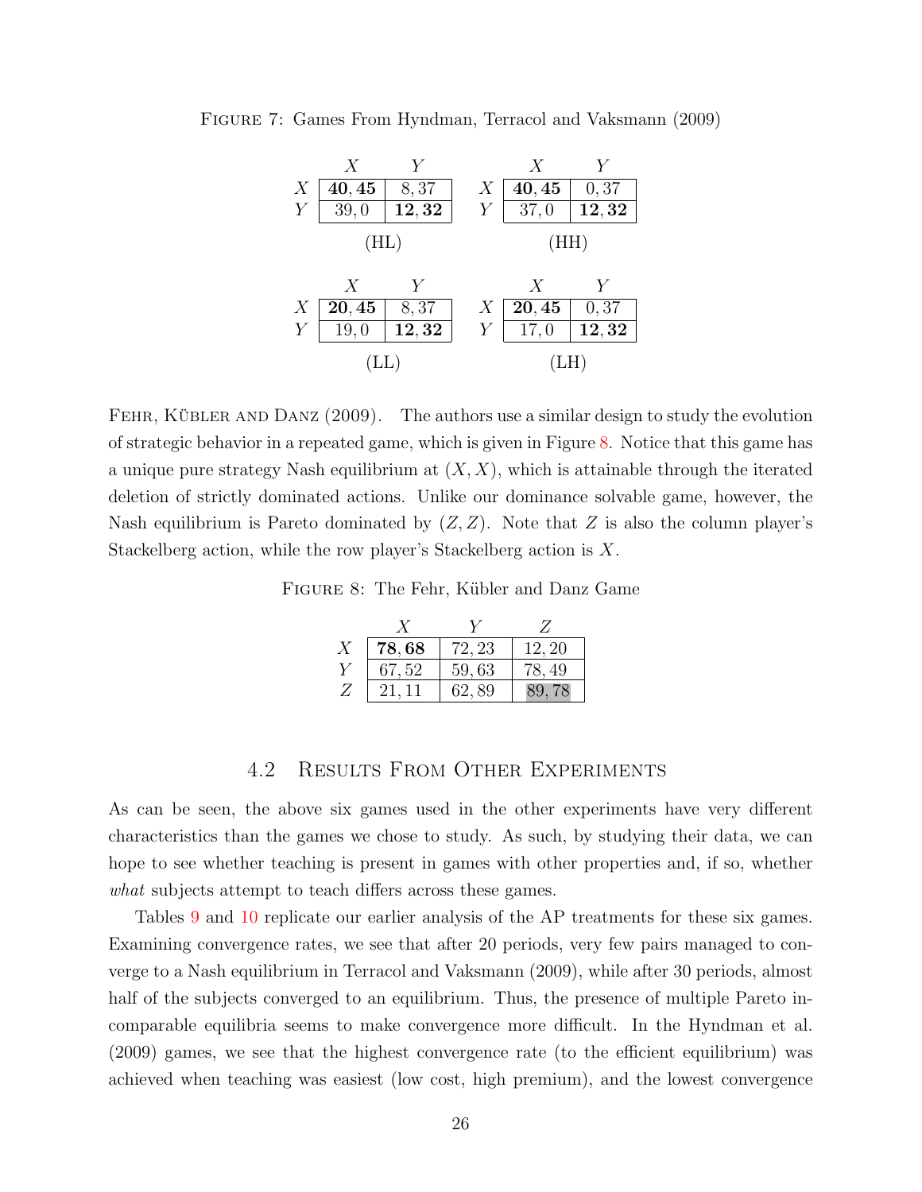Figure 7: Games From Hyndman, Terracol and Vaksmann (2009)

(HL)

| | $X$ | $Y$ |
|---|---|---|
| $X$ | **40, 45** | 8, 37 |
| $Y$ | 39, 0 | **12, 32** |

(HH)

| | $X$ | $Y$ |
|---|---|---|
| $X$ | **40, 45** | 0, 37 |
| $Y$ | 37, 0 | **12, 32** |

(LL)

| | $X$ | $Y$ |
|---|---|---|
| $X$ | **20, 45** | 8, 37 |
| $Y$ | 19, 0 | **12, 32** |

(LH)

| | $X$ | $Y$ |
|---|---|---|
| $X$ | **20, 45** | 0, 37 |
| $Y$ | 17, 0 | **12, 32** |

Fehr, Kübler and Danz (2009). The authors use a similar design to study the evolution of strategic behavior in a repeated game, which is given in Figure 8. Notice that this game has a unique pure strategy Nash equilibrium at $(X, X)$, which is attainable through the iterated deletion of strictly dominated actions. Unlike our dominance solvable game, however, the Nash equilibrium is Pareto dominated by $(Z, Z)$. Note that $Z$ is also the column player's Stackelberg action, while the row player's Stackelberg action is $X$.

Figure 8: The Fehr, Kübler and Danz Game

| | $X$ | $Y$ | $Z$ |
|---|---|---|---|
| $X$ | **78, 68** | 72, 23 | 12, 20 |
| $Y$ | 67, 52 | 59, 63 | 78, 49 |
| $Z$ | 21, 11 | 62, 89 | 89, 78 |

## 4.2 Results From Other Experiments

As can be seen, the above six games used in the other experiments have very different characteristics than the games we chose to study. As such, by studying their data, we can hope to see whether teaching is present in games with other properties and, if so, whether *what* subjects attempt to teach differs across these games.

Tables 9 and 10 replicate our earlier analysis of the AP treatments for these six games. Examining convergence rates, we see that after 20 periods, very few pairs managed to converge to a Nash equilibrium in Terracol and Vaksmann (2009), while after 30 periods, almost half of the subjects converged to an equilibrium. Thus, the presence of multiple Pareto incomparable equilibria seems to make convergence more difficult. In the Hyndman et al. (2009) games, we see that the highest convergence rate (to the efficient equilibrium) was achieved when teaching was easiest (low cost, high premium), and the lowest convergence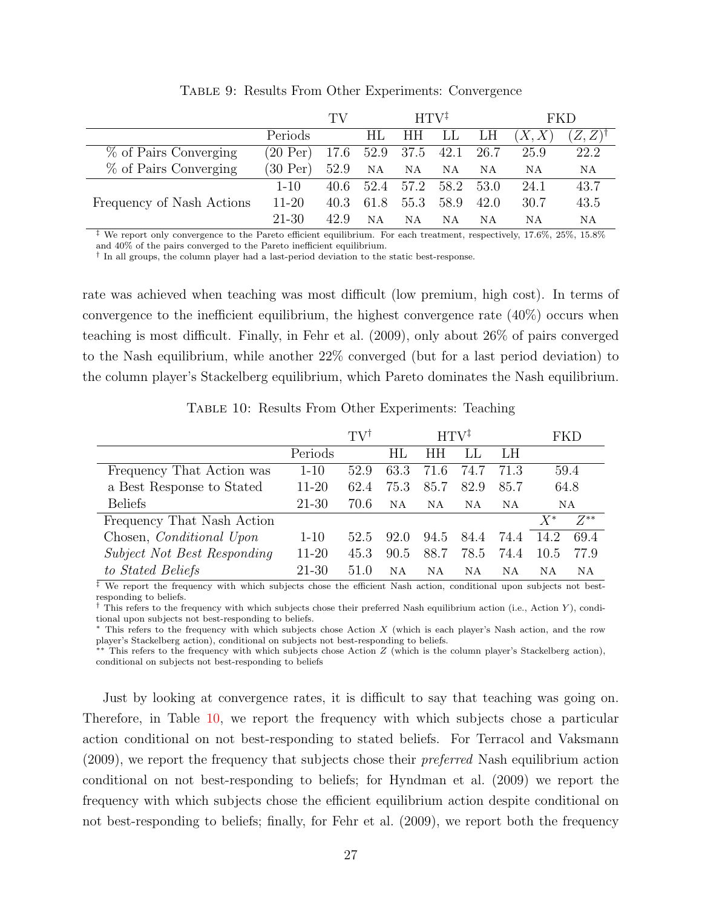Table 9: Results From Other Experiments: Convergence

| | | TV | HTV[‡] | | | | FKD | |
|---|---|---|---|---|---|---|---|---|
| | Periods | | HL | HH | LL | LH | $(X, X)$ | $(Z, Z)^{\dagger}$ |
| % of Pairs Converging | (20 Per) | 17.6 | 52.9 | 37.5 | 42.1 | 26.7 | 25.9 | 22.2 |
| % of Pairs Converging | (30 Per) | 52.9 | NA | NA | NA | NA | NA | NA |
| Frequency of Nash Actions | 1-10 | 40.6 | 52.4 | 57.2 | 58.2 | 53.0 | 24.1 | 43.7 |
| | 11-20 | 40.3 | 61.8 | 55.3 | 58.9 | 42.0 | 30.7 | 43.5 |
| | 21-30 | 42.9 | NA | NA | NA | NA | NA | NA |

[‡] We report only convergence to the Pareto efficient equilibrium. For each treatment, respectively, 17.6%, 25%, 15.8% and 40% of the pairs converged to the Pareto inefficient equilibrium.
[†] In all groups, the column player had a last-period deviation to the static best-response.

rate was achieved when teaching was most difficult (low premium, high cost). In terms of convergence to the inefficient equilibrium, the highest convergence rate (40%) occurs when teaching is most difficult. Finally, in Fehr et al. (2009), only about 26% of pairs converged to the Nash equilibrium, while another 22% converged (but for a last period deviation) to the column player's Stackelberg equilibrium, which Pareto dominates the Nash equilibrium.

Table 10: Results From Other Experiments: Teaching

| | | TV[†] | HTV[‡] | | | | FKD | |
|---|---|---|---|---|---|---|---|---|
| | Periods | | HL | HH | LL | LH | | |
| Frequency That Action was a Best Response to Stated Beliefs | 1-10 | 52.9 | 63.3 | 71.6 | 74.7 | 71.3 | 59.4 | |
| | 11-20 | 62.4 | 75.3 | 85.7 | 82.9 | 85.7 | 64.8 | |
| | 21-30 | 70.6 | NA | NA | NA | NA | NA | |
| Frequency That Nash Action Chosen, *Conditional Upon Subject Not Best Responding to Stated Beliefs* | | | | | | | $X^{*}$ | $Z^{**}$ |
| | 1-10 | 52.5 | 92.0 | 94.5 | 84.4 | 74.4 | 14.2 | 69.4 |
| | 11-20 | 45.3 | 90.5 | 88.7 | 78.5 | 74.4 | 10.5 | 77.9 |
| | 21-30 | 51.0 | NA | NA | NA | NA | NA | NA |

[‡] We report the frequency with which subjects chose the efficient Nash action, conditional upon subjects not best-responding to beliefs.
[†] This refers to the frequency with which subjects chose their preferred Nash equilibrium action (i.e., Action $Y$), conditional upon subjects not best-responding to beliefs.
[*] This refers to the frequency with which subjects chose Action $X$ (which is each player's Nash action, and the row player's Stackelberg action), conditional on subjects not best-responding to beliefs.
[**] This refers to the frequency with which subjects chose Action $Z$ (which is the column player's Stackelberg action), conditional on subjects not best-responding to beliefs

Just by looking at convergence rates, it is difficult to say that teaching was going on. Therefore, in Table 10, we report the frequency with which subjects chose a particular action conditional on not best-responding to stated beliefs. For Terracol and Vaksmann (2009), we report the frequency that subjects chose their *preferred* Nash equilibrium action conditional on not best-responding to beliefs; for Hyndman et al. (2009) we report the frequency with which subjects chose the efficient equilibrium action despite conditional on not best-responding to beliefs; finally, for Fehr et al. (2009), we report both the frequency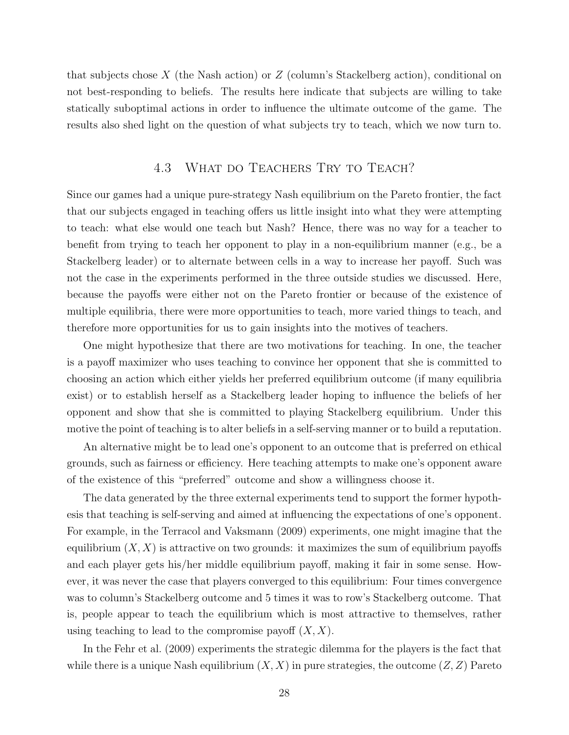that subjects chose $X$ (the Nash action) or $Z$ (column's Stackelberg action), conditional on not best-responding to beliefs. The results here indicate that subjects are willing to take statically suboptimal actions in order to influence the ultimate outcome of the game. The results also shed light on the question of what subjects try to teach, which we now turn to.

## 4.3 What do Teachers Try to Teach?

Since our games had a unique pure-strategy Nash equilibrium on the Pareto frontier, the fact that our subjects engaged in teaching offers us little insight into what they were attempting to teach: what else would one teach but Nash? Hence, there was no way for a teacher to benefit from trying to teach her opponent to play in a non-equilibrium manner (e.g., be a Stackelberg leader) or to alternate between cells in a way to increase her payoff. Such was not the case in the experiments performed in the three outside studies we discussed. Here, because the payoffs were either not on the Pareto frontier or because of the existence of multiple equilibria, there were more opportunities to teach, more varied things to teach, and therefore more opportunities for us to gain insights into the motives of teachers.

One might hypothesize that there are two motivations for teaching. In one, the teacher is a payoff maximizer who uses teaching to convince her opponent that she is committed to choosing an action which either yields her preferred equilibrium outcome (if many equilibria exist) or to establish herself as a Stackelberg leader hoping to influence the beliefs of her opponent and show that she is committed to playing Stackelberg equilibrium. Under this motive the point of teaching is to alter beliefs in a self-serving manner or to build a reputation.

An alternative might be to lead one's opponent to an outcome that is preferred on ethical grounds, such as fairness or efficiency. Here teaching attempts to make one's opponent aware of the existence of this "preferred" outcome and show a willingness choose it.

The data generated by the three external experiments tend to support the former hypothesis that teaching is self-serving and aimed at influencing the expectations of one's opponent. For example, in the Terracol and Vaksmann (2009) experiments, one might imagine that the equilibrium $(X, X)$ is attractive on two grounds: it maximizes the sum of equilibrium payoffs and each player gets his/her middle equilibrium payoff, making it fair in some sense. However, it was never the case that players converged to this equilibrium: Four times convergence was to column's Stackelberg outcome and 5 times it was to row's Stackelberg outcome. That is, people appear to teach the equilibrium which is most attractive to themselves, rather using teaching to lead to the compromise payoff $(X, X)$.

In the Fehr et al. (2009) experiments the strategic dilemma for the players is the fact that while there is a unique Nash equilibrium $(X, X)$ in pure strategies, the outcome $(Z, Z)$ Pareto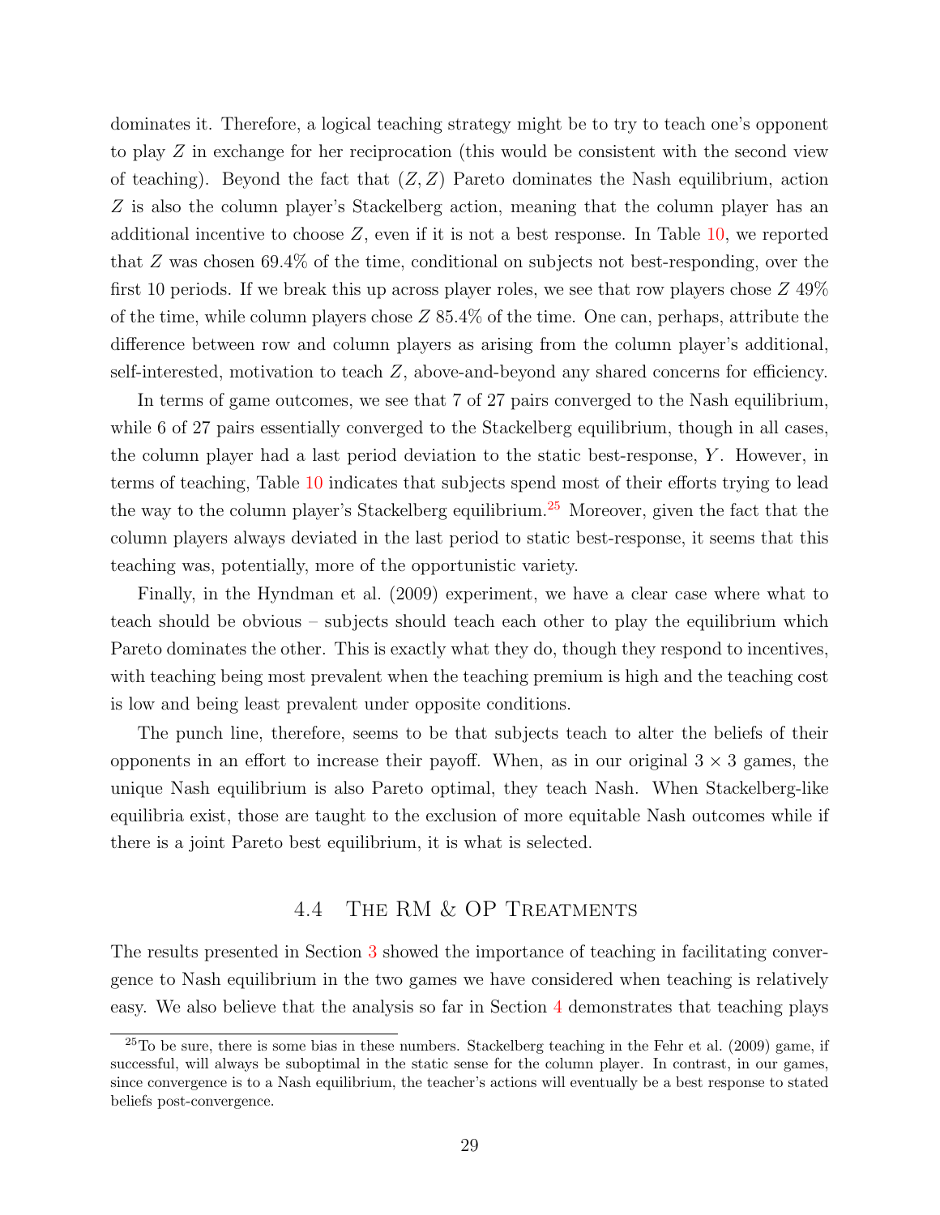dominates it. Therefore, a logical teaching strategy might be to try to teach one's opponent to play $Z$ in exchange for her reciprocation (this would be consistent with the second view of teaching). Beyond the fact that $(Z, Z)$ Pareto dominates the Nash equilibrium, action $Z$ is also the column player's Stackelberg action, meaning that the column player has an additional incentive to choose $Z$, even if it is not a best response. In Table 10, we reported that $Z$ was chosen 69.4% of the time, conditional on subjects not best-responding, over the first 10 periods. If we break this up across player roles, we see that row players chose $Z$ 49% of the time, while column players chose $Z$ 85.4% of the time. One can, perhaps, attribute the difference between row and column players as arising from the column player's additional, self-interested, motivation to teach $Z$, above-and-beyond any shared concerns for efficiency.

In terms of game outcomes, we see that 7 of 27 pairs converged to the Nash equilibrium, while 6 of 27 pairs essentially converged to the Stackelberg equilibrium, though in all cases, the column player had a last period deviation to the static best-response, $Y$. However, in terms of teaching, Table 10 indicates that subjects spend most of their efforts trying to lead the way to the column player's Stackelberg equilibrium.[25] Moreover, given the fact that the column players always deviated in the last period to static best-response, it seems that this teaching was, potentially, more of the opportunistic variety.

Finally, in the Hyndman et al. (2009) experiment, we have a clear case where what to teach should be obvious – subjects should teach each other to play the equilibrium which Pareto dominates the other. This is exactly what they do, though they respond to incentives, with teaching being most prevalent when the teaching premium is high and the teaching cost is low and being least prevalent under opposite conditions.

The punch line, therefore, seems to be that subjects teach to alter the beliefs of their opponents in an effort to increase their payoff. When, as in our original $3 \times 3$ games, the unique Nash equilibrium is also Pareto optimal, they teach Nash. When Stackelberg-like equilibria exist, those are taught to the exclusion of more equitable Nash outcomes while if there is a joint Pareto best equilibrium, it is what is selected.

### 4.4 The RM & OP Treatments

The results presented in Section 3 showed the importance of teaching in facilitating convergence to Nash equilibrium in the two games we have considered when teaching is relatively easy. We also believe that the analysis so far in Section 4 demonstrates that teaching plays

[25] To be sure, there is some bias in these numbers. Stackelberg teaching in the Fehr et al. (2009) game, if successful, will always be suboptimal in the static sense for the column player. In contrast, in our games, since convergence is to a Nash equilibrium, the teacher's actions will eventually be a best response to stated beliefs post-convergence.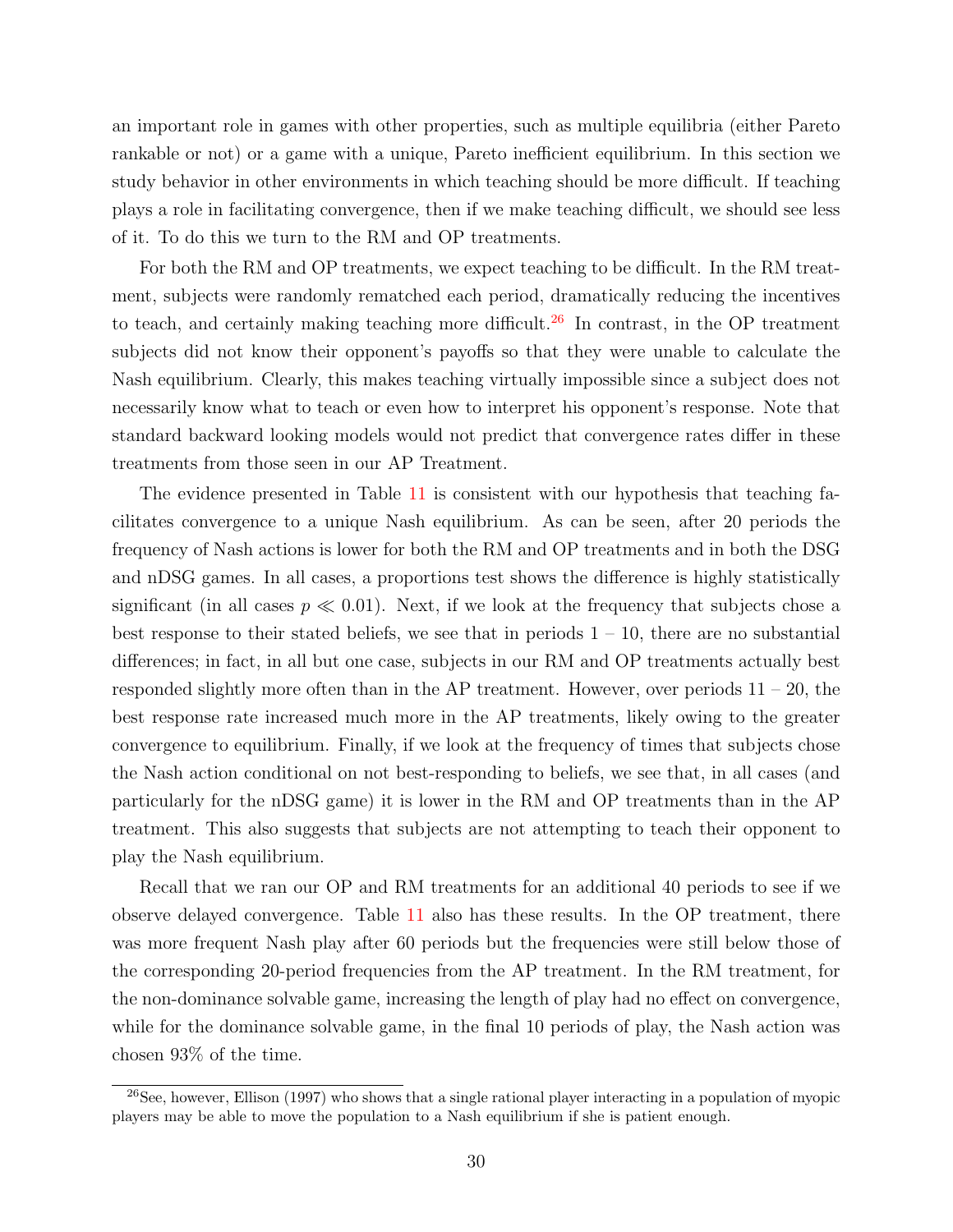an important role in games with other properties, such as multiple equilibria (either Pareto rankable or not) or a game with a unique, Pareto inefficient equilibrium. In this section we study behavior in other environments in which teaching should be more difficult. If teaching plays a role in facilitating convergence, then if we make teaching difficult, we should see less of it. To do this we turn to the RM and OP treatments.

For both the RM and OP treatments, we expect teaching to be difficult. In the RM treatment, subjects were randomly rematched each period, dramatically reducing the incentives to teach, and certainly making teaching more difficult.[26] In contrast, in the OP treatment subjects did not know their opponent's payoffs so that they were unable to calculate the Nash equilibrium. Clearly, this makes teaching virtually impossible since a subject does not necessarily know what to teach or even how to interpret his opponent's response. Note that standard backward looking models would not predict that convergence rates differ in these treatments from those seen in our AP Treatment.

The evidence presented in Table 11 is consistent with our hypothesis that teaching facilitates convergence to a unique Nash equilibrium. As can be seen, after 20 periods the frequency of Nash actions is lower for both the RM and OP treatments and in both the DSG and nDSG games. In all cases, a proportions test shows the difference is highly statistically significant (in all cases $p \ll 0.01$). Next, if we look at the frequency that subjects chose a best response to their stated beliefs, we see that in periods 1 – 10, there are no substantial differences; in fact, in all but one case, subjects in our RM and OP treatments actually best responded slightly more often than in the AP treatment. However, over periods 11 – 20, the best response rate increased much more in the AP treatments, likely owing to the greater convergence to equilibrium. Finally, if we look at the frequency of times that subjects chose the Nash action conditional on not best-responding to beliefs, we see that, in all cases (and particularly for the nDSG game) it is lower in the RM and OP treatments than in the AP treatment. This also suggests that subjects are not attempting to teach their opponent to play the Nash equilibrium.

Recall that we ran our OP and RM treatments for an additional 40 periods to see if we observe delayed convergence. Table 11 also has these results. In the OP treatment, there was more frequent Nash play after 60 periods but the frequencies were still below those of the corresponding 20-period frequencies from the AP treatment. In the RM treatment, for the non-dominance solvable game, increasing the length of play had no effect on convergence, while for the dominance solvable game, in the final 10 periods of play, the Nash action was chosen 93% of the time.

[26] See, however, Ellison (1997) who shows that a single rational player interacting in a population of myopic players may be able to move the population to a Nash equilibrium if she is patient enough.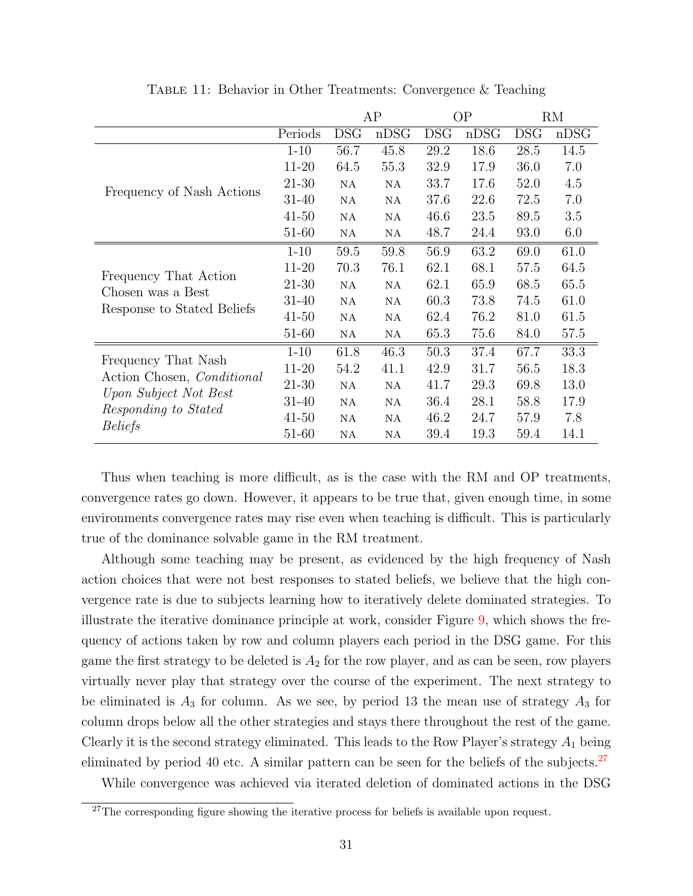TABLE 11: Behavior in Other Treatments: Convergence & Teaching

| | | AP | | OP | | RM | |
|---|---|---|---|---|---|---|---|
| | Periods | DSG | nDSG | DSG | nDSG | DSG | nDSG |
| Frequency of Nash Actions | 1-10 | 56.7 | 45.8 | 29.2 | 18.6 | 28.5 | 14.5 |
| | 11-20 | 64.5 | 55.3 | 32.9 | 17.9 | 36.0 | 7.0 |
| | 21-30 | NA | NA | 33.7 | 17.6 | 52.0 | 4.5 |
| | 31-40 | NA | NA | 37.6 | 22.6 | 72.5 | 7.0 |
| | 41-50 | NA | NA | 46.6 | 23.5 | 89.5 | 3.5 |
| | 51-60 | NA | NA | 48.7 | 24.4 | 93.0 | 6.0 |
| Frequency That Action Chosen was a Best Response to Stated Beliefs | 1-10 | 59.5 | 59.8 | 56.9 | 63.2 | 69.0 | 61.0 |
| | 11-20 | 70.3 | 76.1 | 62.1 | 68.1 | 57.5 | 64.5 |
| | 21-30 | NA | NA | 62.1 | 65.9 | 68.5 | 65.5 |
| | 31-40 | NA | NA | 60.3 | 73.8 | 74.5 | 61.0 |
| | 41-50 | NA | NA | 62.4 | 76.2 | 81.0 | 61.5 |
| | 51-60 | NA | NA | 65.3 | 75.6 | 84.0 | 57.5 |
| Frequency That Nash Action Chosen, *Conditional Upon Subject Not Best Responding to Stated Beliefs* | 1-10 | 61.8 | 46.3 | 50.3 | 37.4 | 67.7 | 33.3 |
| | 11-20 | 54.2 | 41.1 | 42.9 | 31.7 | 56.5 | 18.3 |
| | 21-30 | NA | NA | 41.7 | 29.3 | 69.8 | 13.0 |
| | 31-40 | NA | NA | 36.4 | 28.1 | 58.8 | 17.9 |
| | 41-50 | NA | NA | 46.2 | 24.7 | 57.9 | 7.8 |
| | 51-60 | NA | NA | 39.4 | 19.3 | 59.4 | 14.1 |

Thus when teaching is more difficult, as is the case with the RM and OP treatments, convergence rates go down. However, it appears to be true that, given enough time, in some environments convergence rates may rise even when teaching is difficult. This is particularly true of the dominance solvable game in the RM treatment.

Although some teaching may be present, as evidenced by the high frequency of Nash action choices that were not best responses to stated beliefs, we believe that the high convergence rate is due to subjects learning how to iteratively delete dominated strategies. To illustrate the iterative dominance principle at work, consider Figure 9, which shows the frequency of actions taken by row and column players each period in the DSG game. For this game the first strategy to be deleted is $A_2$ for the row player, and as can be seen, row players virtually never play that strategy over the course of the experiment. The next strategy to be eliminated is $A_3$ for column. As we see, by period 13 the mean use of strategy $A_3$ for column drops below all the other strategies and stays there throughout the rest of the game. Clearly it is the second strategy eliminated. This leads to the Row Player's strategy $A_1$ being eliminated by period 40 etc. A similar pattern can be seen for the beliefs of the subjects.[27]

While convergence was achieved via iterated deletion of dominated actions in the DSG

[27] The corresponding figure showing the iterative process for beliefs is available upon request.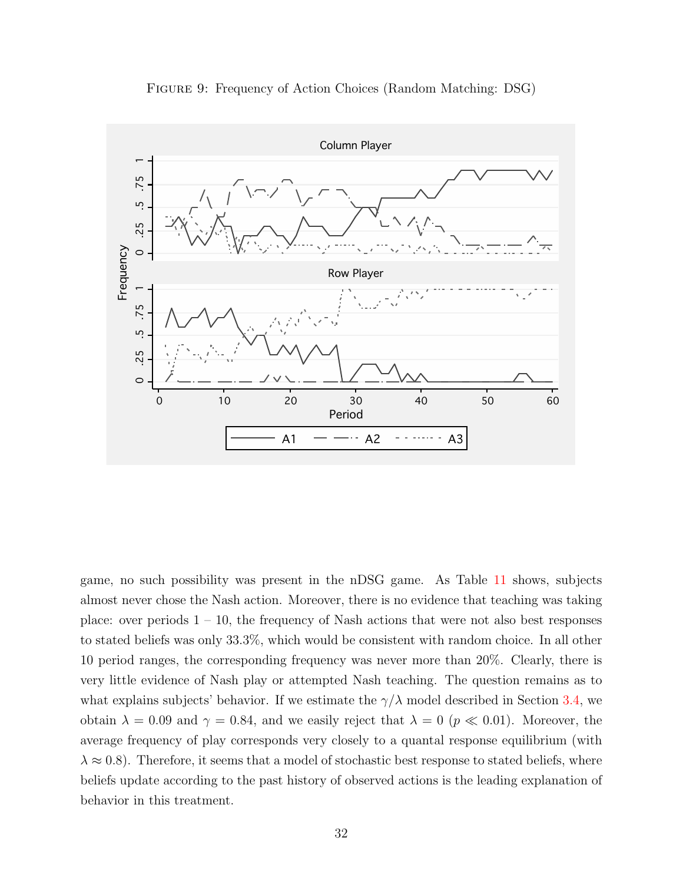Figure 9: Frequency of Action Choices (Random Matching: DSG)

game, no such possibility was present in the nDSG game. As Table 11 shows, subjects almost never chose the Nash action. Moreover, there is no evidence that teaching was taking place: over periods 1 – 10, the frequency of Nash actions that were not also best responses to stated beliefs was only 33.3%, which would be consistent with random choice. In all other 10 period ranges, the corresponding frequency was never more than 20%. Clearly, there is very little evidence of Nash play or attempted Nash teaching. The question remains as to what explains subjects' behavior. If we estimate the $\gamma/\lambda$ model described in Section 3.4, we obtain $\lambda = 0.09$ and $\gamma = 0.84$, and we easily reject that $\lambda = 0$ ($p \ll 0.01$). Moreover, the average frequency of play corresponds very closely to a quantal response equilibrium (with $\lambda \approx 0.8$). Therefore, it seems that a model of stochastic best response to stated beliefs, where beliefs update according to the past history of observed actions is the leading explanation of behavior in this treatment.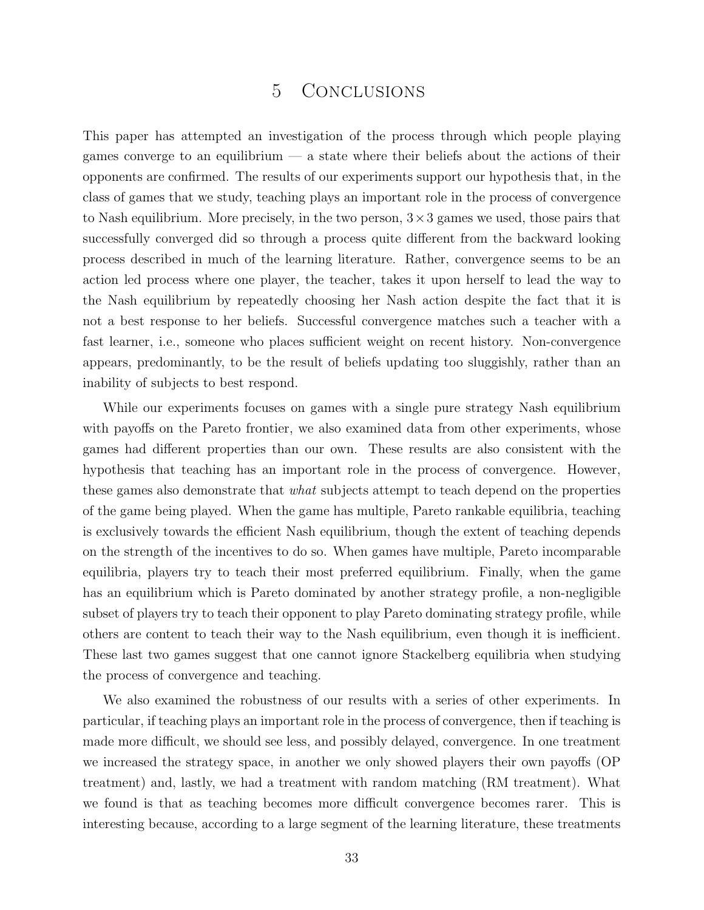# 5 Conclusions

This paper has attempted an investigation of the process through which people playing games converge to an equilibrium — a state where their beliefs about the actions of their opponents are confirmed. The results of our experiments support our hypothesis that, in the class of games that we study, teaching plays an important role in the process of convergence to Nash equilibrium. More precisely, in the two person, $3 \times 3$ games we used, those pairs that successfully converged did so through a process quite different from the backward looking process described in much of the learning literature. Rather, convergence seems to be an action led process where one player, the teacher, takes it upon herself to lead the way to the Nash equilibrium by repeatedly choosing her Nash action despite the fact that it is not a best response to her beliefs. Successful convergence matches such a teacher with a fast learner, i.e., someone who places sufficient weight on recent history. Non-convergence appears, predominantly, to be the result of beliefs updating too sluggishly, rather than an inability of subjects to best respond.

While our experiments focuses on games with a single pure strategy Nash equilibrium with payoffs on the Pareto frontier, we also examined data from other experiments, whose games had different properties than our own. These results are also consistent with the hypothesis that teaching has an important role in the process of convergence. However, these games also demonstrate that *what* subjects attempt to teach depend on the properties of the game being played. When the game has multiple, Pareto rankable equilibria, teaching is exclusively towards the efficient Nash equilibrium, though the extent of teaching depends on the strength of the incentives to do so. When games have multiple, Pareto incomparable equilibria, players try to teach their most preferred equilibrium. Finally, when the game has an equilibrium which is Pareto dominated by another strategy profile, a non-negligible subset of players try to teach their opponent to play Pareto dominating strategy profile, while others are content to teach their way to the Nash equilibrium, even though it is inefficient. These last two games suggest that one cannot ignore Stackelberg equilibria when studying the process of convergence and teaching.

We also examined the robustness of our results with a series of other experiments. In particular, if teaching plays an important role in the process of convergence, then if teaching is made more difficult, we should see less, and possibly delayed, convergence. In one treatment we increased the strategy space, in another we only showed players their own payoffs (OP treatment) and, lastly, we had a treatment with random matching (RM treatment). What we found is that as teaching becomes more difficult convergence becomes rarer. This is interesting because, according to a large segment of the learning literature, these treatments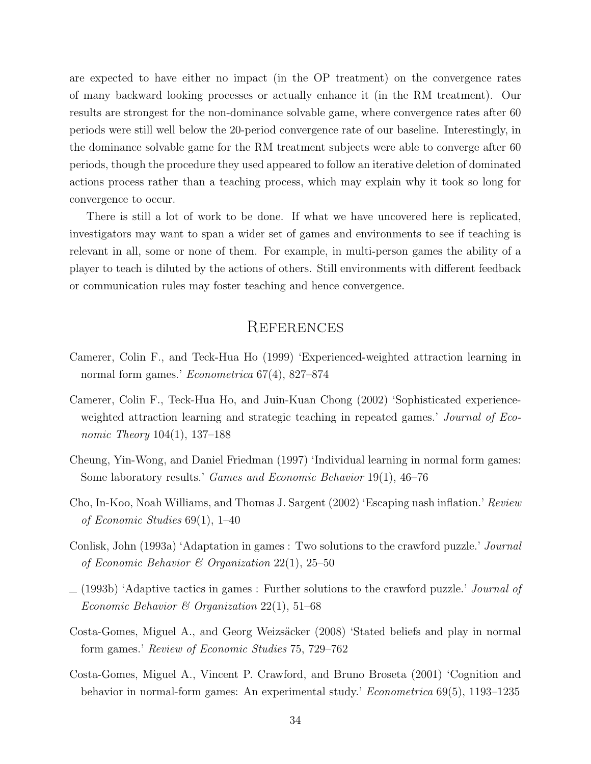are expected to have either no impact (in the OP treatment) on the convergence rates of many backward looking processes or actually enhance it (in the RM treatment). Our results are strongest for the non-dominance solvable game, where convergence rates after 60 periods were still well below the 20-period convergence rate of our baseline. Interestingly, in the dominance solvable game for the RM treatment subjects were able to converge after 60 periods, though the procedure they used appeared to follow an iterative deletion of dominated actions process rather than a teaching process, which may explain why it took so long for convergence to occur.

There is still a lot of work to be done. If what we have uncovered here is replicated, investigators may want to span a wider set of games and environments to see if teaching is relevant in all, some or none of them. For example, in multi-person games the ability of a player to teach is diluted by the actions of others. Still environments with different feedback or communication rules may foster teaching and hence convergence.

# References

Camerer, Colin F., and Teck-Hua Ho (1999) 'Experienced-weighted attraction learning in normal form games.' *Econometrica* 67(4), 827–874

Camerer, Colin F., Teck-Hua Ho, and Juin-Kuan Chong (2002) 'Sophisticated experience-weighted attraction learning and strategic teaching in repeated games.' *Journal of Economic Theory* 104(1), 137–188

Cheung, Yin-Wong, and Daniel Friedman (1997) 'Individual learning in normal form games: Some laboratory results.' *Games and Economic Behavior* 19(1), 46–76

Cho, In-Koo, Noah Williams, and Thomas J. Sargent (2002) 'Escaping nash inflation.' *Review of Economic Studies* 69(1), 1–40

Conlisk, John (1993a) 'Adaptation in games : Two solutions to the crawford puzzle.' *Journal of Economic Behavior & Organization* 22(1), 25–50

— (1993b) 'Adaptive tactics in games : Further solutions to the crawford puzzle.' *Journal of Economic Behavior & Organization* 22(1), 51–68

Costa-Gomes, Miguel A., and Georg Weizsäcker (2008) 'Stated beliefs and play in normal form games.' *Review of Economic Studies* 75, 729–762

Costa-Gomes, Miguel A., Vincent P. Crawford, and Bruno Broseta (2001) 'Cognition and behavior in normal-form games: An experimental study.' *Econometrica* 69(5), 1193–1235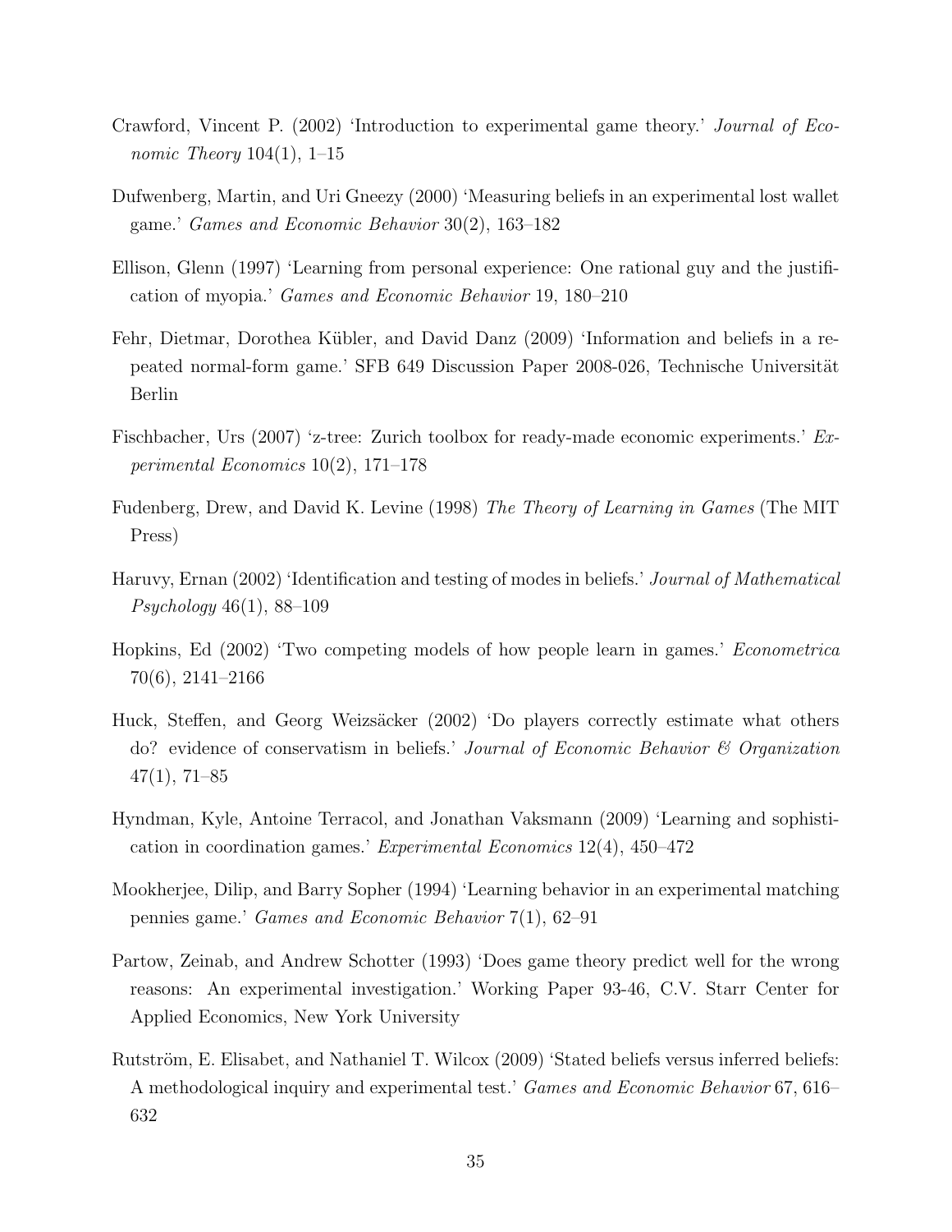Crawford, Vincent P. (2002) 'Introduction to experimental game theory.' *Journal of Economic Theory* 104(1), 1–15

Dufwenberg, Martin, and Uri Gneezy (2000) 'Measuring beliefs in an experimental lost wallet game.' *Games and Economic Behavior* 30(2), 163–182

Ellison, Glenn (1997) 'Learning from personal experience: One rational guy and the justification of myopia.' *Games and Economic Behavior* 19, 180–210

Fehr, Dietmar, Dorothea Kübler, and David Danz (2009) 'Information and beliefs in a repeated normal-form game.' SFB 649 Discussion Paper 2008-026, Technische Universität Berlin

Fischbacher, Urs (2007) 'z-tree: Zurich toolbox for ready-made economic experiments.' *Experimental Economics* 10(2), 171–178

Fudenberg, Drew, and David K. Levine (1998) *The Theory of Learning in Games* (The MIT Press)

Haruvy, Ernan (2002) 'Identification and testing of modes in beliefs.' *Journal of Mathematical Psychology* 46(1), 88–109

Hopkins, Ed (2002) 'Two competing models of how people learn in games.' *Econometrica* 70(6), 2141–2166

Huck, Steffen, and Georg Weizsäcker (2002) 'Do players correctly estimate what others do? evidence of conservatism in beliefs.' *Journal of Economic Behavior & Organization* 47(1), 71–85

Hyndman, Kyle, Antoine Terracol, and Jonathan Vaksmann (2009) 'Learning and sophistication in coordination games.' *Experimental Economics* 12(4), 450–472

Mookherjee, Dilip, and Barry Sopher (1994) 'Learning behavior in an experimental matching pennies game.' *Games and Economic Behavior* 7(1), 62–91

Partow, Zeinab, and Andrew Schotter (1993) 'Does game theory predict well for the wrong reasons: An experimental investigation.' Working Paper 93-46, C.V. Starr Center for Applied Economics, New York University

Rutström, E. Elisabet, and Nathaniel T. Wilcox (2009) 'Stated beliefs versus inferred beliefs: A methodological inquiry and experimental test.' *Games and Economic Behavior* 67, 616–632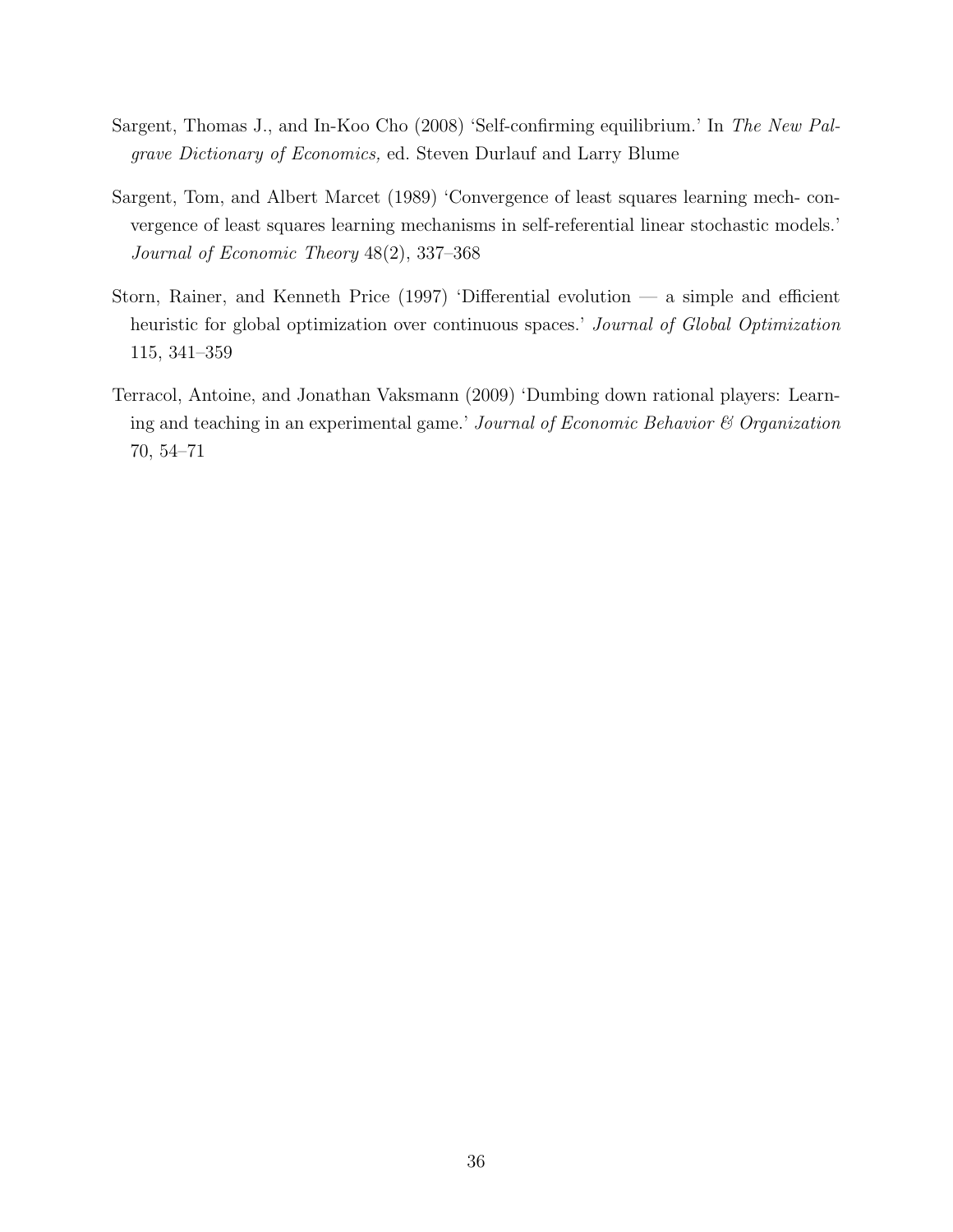Sargent, Thomas J., and In-Koo Cho (2008) 'Self-confirming equilibrium.' In *The New Palgrave Dictionary of Economics,* ed. Steven Durlauf and Larry Blume

Sargent, Tom, and Albert Marcet (1989) 'Convergence of least squares learning mech- convergence of least squares learning mechanisms in self-referential linear stochastic models.' *Journal of Economic Theory* 48(2), 337–368

Storn, Rainer, and Kenneth Price (1997) 'Differential evolution — a simple and efficient heuristic for global optimization over continuous spaces.' *Journal of Global Optimization* 115, 341–359

Terracol, Antoine, and Jonathan Vaksmann (2009) 'Dumbing down rational players: Learning and teaching in an experimental game.' *Journal of Economic Behavior & Organization* 70, 54–71